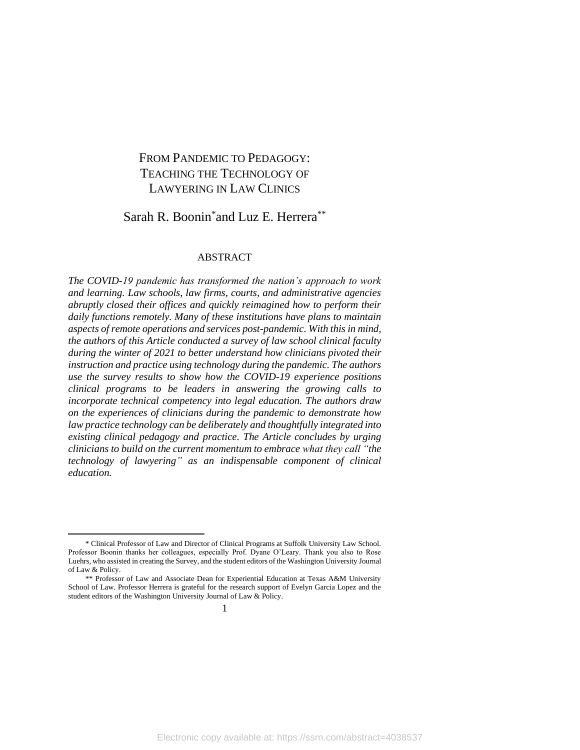# FROM PANDEMIC TO PEDAGOGY: TEACHING THE TECHNOLOGY OF LAWYERING IN LAW CLINICS

Sarah R. Boonin* and Luz E. Herrera**

## ABSTRACT

*The COVID-19 pandemic has transformed the nation's approach to work and learning. Law schools, law firms, courts, and administrative agencies abruptly closed their offices and quickly reimagined how to perform their daily functions remotely. Many of these institutions have plans to maintain aspects of remote operations and services post-pandemic. With this in mind, the authors of this Article conducted a survey of law school clinical faculty during the winter of 2021 to better understand how clinicians pivoted their instruction and practice using technology during the pandemic. The authors use the survey results to show how the COVID-19 experience positions clinical programs to be leaders in answering the growing calls to incorporate technical competency into legal education. The authors draw on the experiences of clinicians during the pandemic to demonstrate how law practice technology can be deliberately and thoughtfully integrated into existing clinical pedagogy and practice. The Article concludes by urging clinicians to build on the current momentum to embrace what they call "the technology of lawyering" as an indispensable component of clinical education.*

---

\* Clinical Professor of Law and Director of Clinical Programs at Suffolk University Law School. Professor Boonin thanks her colleagues, especially Prof. Dyane O'Leary. Thank you also to Rose Luehrs, who assisted in creating the Survey, and the student editors of the Washington University Journal of Law & Policy.

\*\* Professor of Law and Associate Dean for Experiential Education at Texas A&M University School of Law. Professor Herrera is grateful for the research support of Evelyn Garcia Lopez and the student editors of the Washington University Journal of Law & Policy.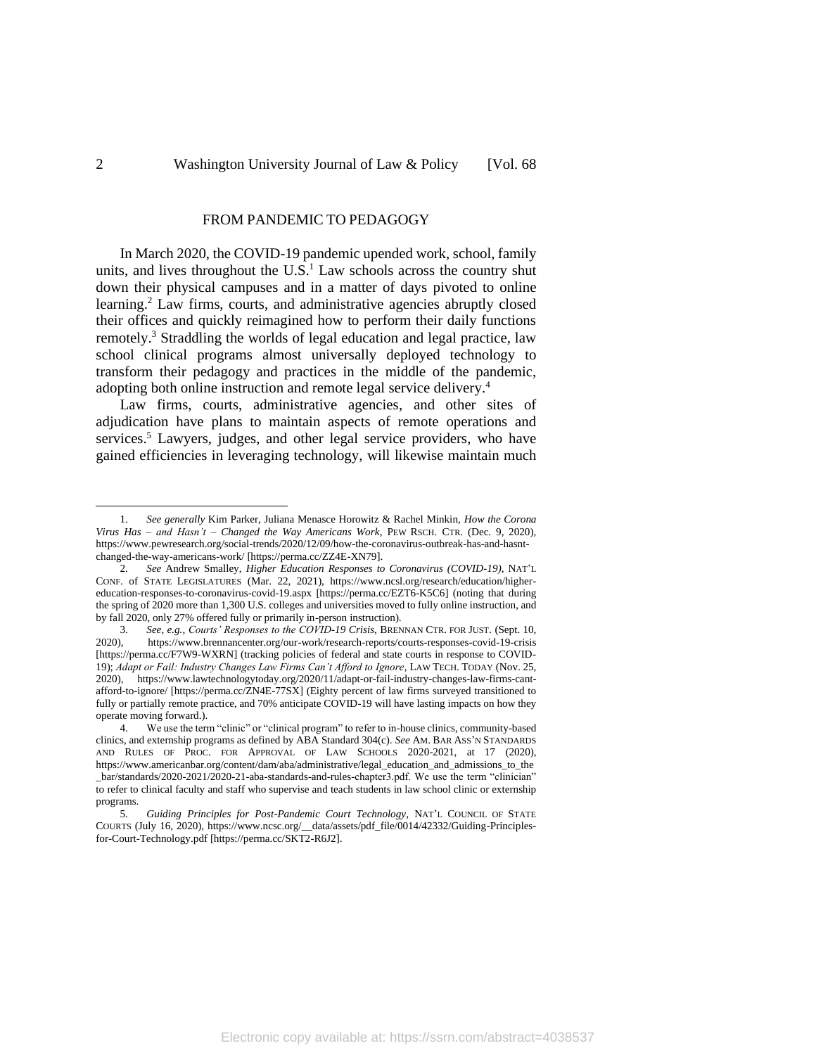## FROM PANDEMIC TO PEDAGOGY

In March 2020, the COVID-19 pandemic upended work, school, family units, and lives throughout the U.S.[1] Law schools across the country shut down their physical campuses and in a matter of days pivoted to online learning.[2] Law firms, courts, and administrative agencies abruptly closed their offices and quickly reimagined how to perform their daily functions remotely.[3] Straddling the worlds of legal education and legal practice, law school clinical programs almost universally deployed technology to transform their pedagogy and practices in the middle of the pandemic, adopting both online instruction and remote legal service delivery.[4]

Law firms, courts, administrative agencies, and other sites of adjudication have plans to maintain aspects of remote operations and services.[5] Lawyers, judges, and other legal service providers, who have gained efficiencies in leveraging technology, will likewise maintain much

---

1. *See generally* Kim Parker, Juliana Menasce Horowitz & Rachel Minkin, *How the Corona Virus Has – and Hasn't – Changed the Way Americans Work*, PEW RSCH. CTR. (Dec. 9, 2020), https://www.pewresearch.org/social-trends/2020/12/09/how-the-coronavirus-outbreak-has-and-hasnt-changed-the-way-americans-work/ [https://perma.cc/ZZ4E-XN79].

2. *See* Andrew Smalley, *Higher Education Responses to Coronavirus (COVID-19)*, NAT'L CONF. of STATE LEGISLATURES (Mar. 22, 2021), https://www.ncsl.org/research/education/higher-education-responses-to-coronavirus-covid-19.aspx [https://perma.cc/EZT6-K5C6] (noting that during the spring of 2020 more than 1,300 U.S. colleges and universities moved to fully online instruction, and by fall 2020, only 27% offered fully or primarily in-person instruction).

3. *See, e.g.*, *Courts' Responses to the COVID-19 Crisis*, BRENNAN CTR. FOR JUST. (Sept. 10, 2020), https://www.brennancenter.org/our-work/research-reports/courts-responses-covid-19-crisis [https://perma.cc/F7W9-WXRN] (tracking policies of federal and state courts in response to COVID-19); *Adapt or Fail: Industry Changes Law Firms Can't Afford to Ignore*, LAW TECH. TODAY (Nov. 25, 2020), https://www.lawtechnologytoday.org/2020/11/adapt-or-fail-industry-changes-law-firms-cant-afford-to-ignore/ [https://perma.cc/ZN4E-77SX] (Eighty percent of law firms surveyed transitioned to fully or partially remote practice, and 70% anticipate COVID-19 will have lasting impacts on how they operate moving forward.).

4. We use the term "clinic" or "clinical program" to refer to in-house clinics, community-based clinics, and externship programs as defined by ABA Standard 304(c). *See* AM. BAR ASS'N STANDARDS AND RULES OF PROC. FOR APPROVAL OF LAW SCHOOLS 2020-2021, at 17 (2020), https://www.americanbar.org/content/dam/aba/administrative/legal_education_and_admissions_to_the_bar/standards/2020-2021/2020-21-aba-standards-and-rules-chapter3.pdf. We use the term "clinician" to refer to clinical faculty and staff who supervise and teach students in law school clinic or externship programs.

5. *Guiding Principles for Post-Pandemic Court Technology*, NAT'L COUNCIL OF STATE COURTS (July 16, 2020), https://www.ncsc.org/__data/assets/pdf_file/0014/42332/Guiding-Principles-for-Court-Technology.pdf [https://perma.cc/SKT2-R6J2].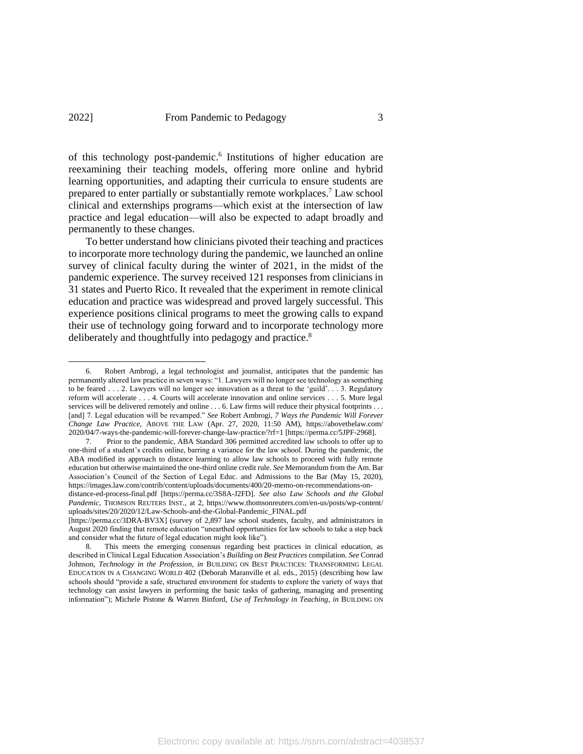of this technology post-pandemic.[6] Institutions of higher education are reexamining their teaching models, offering more online and hybrid learning opportunities, and adapting their curricula to ensure students are prepared to enter partially or substantially remote workplaces.[7] Law school clinical and externships programs—which exist at the intersection of law practice and legal education—will also be expected to adapt broadly and permanently to these changes.

To better understand how clinicians pivoted their teaching and practices to incorporate more technology during the pandemic, we launched an online survey of clinical faculty during the winter of 2021, in the midst of the pandemic experience. The survey received 121 responses from clinicians in 31 states and Puerto Rico. It revealed that the experiment in remote clinical education and practice was widespread and proved largely successful. This experience positions clinical programs to meet the growing calls to expand their use of technology going forward and to incorporate technology more deliberately and thoughtfully into pedagogy and practice.[8]

---

6. Robert Ambrogi, a legal technologist and journalist, anticipates that the pandemic has permanently altered law practice in seven ways: "1. Lawyers will no longer see technology as something to be feared . . . 2. Lawyers will no longer see innovation as a threat to the 'guild'. . . 3. Regulatory reform will accelerate . . . 4. Courts will accelerate innovation and online services . . . 5. More legal services will be delivered remotely and online . . . 6. Law firms will reduce their physical footprints . . . [and] 7. Legal education will be revamped." *See* Robert Ambrogi, *7 Ways the Pandemic Will Forever Change Law Practice*, ABOVE THE LAW (Apr. 27, 2020, 11:50 AM), https://abovethelaw.com/2020/04/7-ways-the-pandemic-will-forever-change-law-practice/?rf=1 [https://perma.cc/5JPF-2968].

7. Prior to the pandemic, ABA Standard 306 permitted accredited law schools to offer up to one-third of a student's credits online, barring a variance for the law school. During the pandemic, the ABA modified its approach to distance learning to allow law schools to proceed with fully remote education but otherwise maintained the one-third online credit rule. *See* Memorandum from the Am. Bar Association's Council of the Section of Legal Educ. and Admissions to the Bar (May 15, 2020), https://images.law.com/contrib/content/uploads/documents/400/20-memo-on-recommendations-on-distance-ed-process-final.pdf [https://perma.cc/3S8A-J2FD]. *See also Law Schools and the Global Pandemic*, THOMSON REUTERS INST., at 2, https://www.thomsonreuters.com/en-us/posts/wp-content/uploads/sites/20/2020/12/Law-Schools-and-the-Global-Pandemic_FINAL.pdf [https://perma.cc/3DRA-BV3X] (survey of 2,897 law school students, faculty, and administrators in August 2020 finding that remote education "unearthed opportunities for law schools to take a step back and consider what the future of legal education might look like").

8. This meets the emerging consensus regarding best practices in clinical education, as described in Clinical Legal Education Association's *Building on Best Practices* compilation. *See* Conrad Johnson, *Technology in the Profession*, *in* BUILDING ON BEST PRACTICES: TRANSFORMING LEGAL EDUCATION IN A CHANGING WORLD 402 (Deborah Maranville et al. eds., 2015) (describing how law schools should "provide a safe, structured environment for students to explore the variety of ways that technology can assist lawyers in performing the basic tasks of gathering, managing and presenting information"); Michele Pistone & Warren Binford, *Use of Technology in Teaching*, *in* BUILDING ON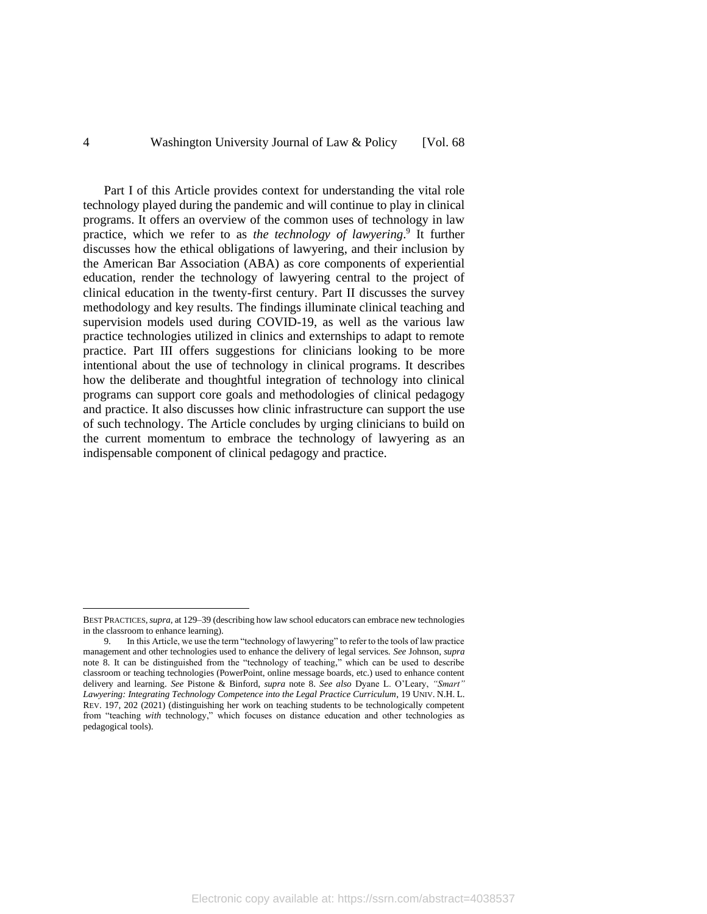Part I of this Article provides context for understanding the vital role technology played during the pandemic and will continue to play in clinical programs. It offers an overview of the common uses of technology in law practice, which we refer to as *the technology of lawyering*.[9] It further discusses how the ethical obligations of lawyering, and their inclusion by the American Bar Association (ABA) as core components of experiential education, render the technology of lawyering central to the project of clinical education in the twenty-first century. Part II discusses the survey methodology and key results. The findings illuminate clinical teaching and supervision models used during COVID-19, as well as the various law practice technologies utilized in clinics and externships to adapt to remote practice. Part III offers suggestions for clinicians looking to be more intentional about the use of technology in clinical programs. It describes how the deliberate and thoughtful integration of technology into clinical programs can support core goals and methodologies of clinical pedagogy and practice. It also discusses how clinic infrastructure can support the use of such technology. The Article concludes by urging clinicians to build on the current momentum to embrace the technology of lawyering as an indispensable component of clinical pedagogy and practice.

---

BEST PRACTICES, *supra*, at 129–39 (describing how law school educators can embrace new technologies in the classroom to enhance learning).

9. In this Article, we use the term "technology of lawyering" to refer to the tools of law practice management and other technologies used to enhance the delivery of legal services. *See* Johnson, *supra* note 8. It can be distinguished from the "technology of teaching," which can be used to describe classroom or teaching technologies (PowerPoint, online message boards, etc.) used to enhance content delivery and learning. *See* Pistone & Binford, *supra* note 8. *See also* Dyane L. O'Leary, *"Smart" Lawyering: Integrating Technology Competence into the Legal Practice Curriculum*, 19 UNIV. N.H. L. REV. 197, 202 (2021) (distinguishing her work on teaching students to be technologically competent from "teaching *with* technology," which focuses on distance education and other technologies as pedagogical tools).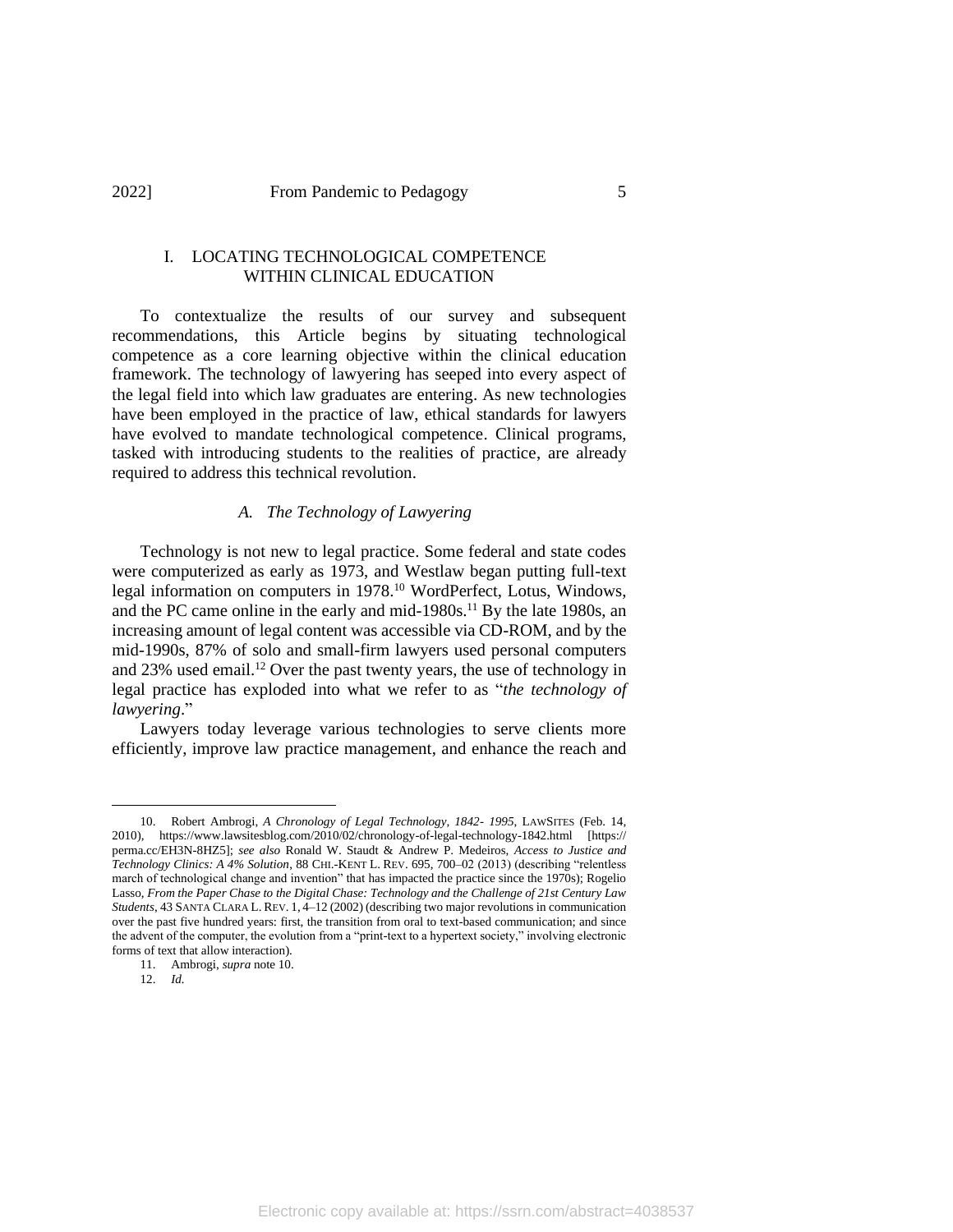## I. LOCATING TECHNOLOGICAL COMPETENCE WITHIN CLINICAL EDUCATION

To contextualize the results of our survey and subsequent recommendations, this Article begins by situating technological competence as a core learning objective within the clinical education framework. The technology of lawyering has seeped into every aspect of the legal field into which law graduates are entering. As new technologies have been employed in the practice of law, ethical standards for lawyers have evolved to mandate technological competence. Clinical programs, tasked with introducing students to the realities of practice, are already required to address this technical revolution.

### A. *The Technology of Lawyering*

Technology is not new to legal practice. Some federal and state codes were computerized as early as 1973, and Westlaw began putting full-text legal information on computers in 1978.[10] WordPerfect, Lotus, Windows, and the PC came online in the early and mid-1980s.[11] By the late 1980s, an increasing amount of legal content was accessible via CD-ROM, and by the mid-1990s, 87% of solo and small-firm lawyers used personal computers and 23% used email.[12] Over the past twenty years, the use of technology in legal practice has exploded into what we refer to as "*the technology of lawyering*."

Lawyers today leverage various technologies to serve clients more efficiently, improve law practice management, and enhance the reach and

---

10. Robert Ambrogi, *A Chronology of Legal Technology, 1842- 1995*, LAWSITES (Feb. 14, 2010), https://www.lawsitesblog.com/2010/02/chronology-of-legal-technology-1842.html [https://perma.cc/EH3N-8HZ5]; *see also* Ronald W. Staudt & Andrew P. Medeiros, *Access to Justice and Technology Clinics: A 4% Solution*, 88 CHI.-KENT L. REV. 695, 700–02 (2013) (describing "relentless march of technological change and invention" that has impacted the practice since the 1970s); Rogelio Lasso, *From the Paper Chase to the Digital Chase: Technology and the Challenge of 21st Century Law Students*, 43 SANTA CLARA L. REV. 1, 4–12 (2002) (describing two major revolutions in communication over the past five hundred years: first, the transition from oral to text-based communication; and since the advent of the computer, the evolution from a "print-text to a hypertext society," involving electronic forms of text that allow interaction).

11. Ambrogi, *supra* note 10.

12. *Id.*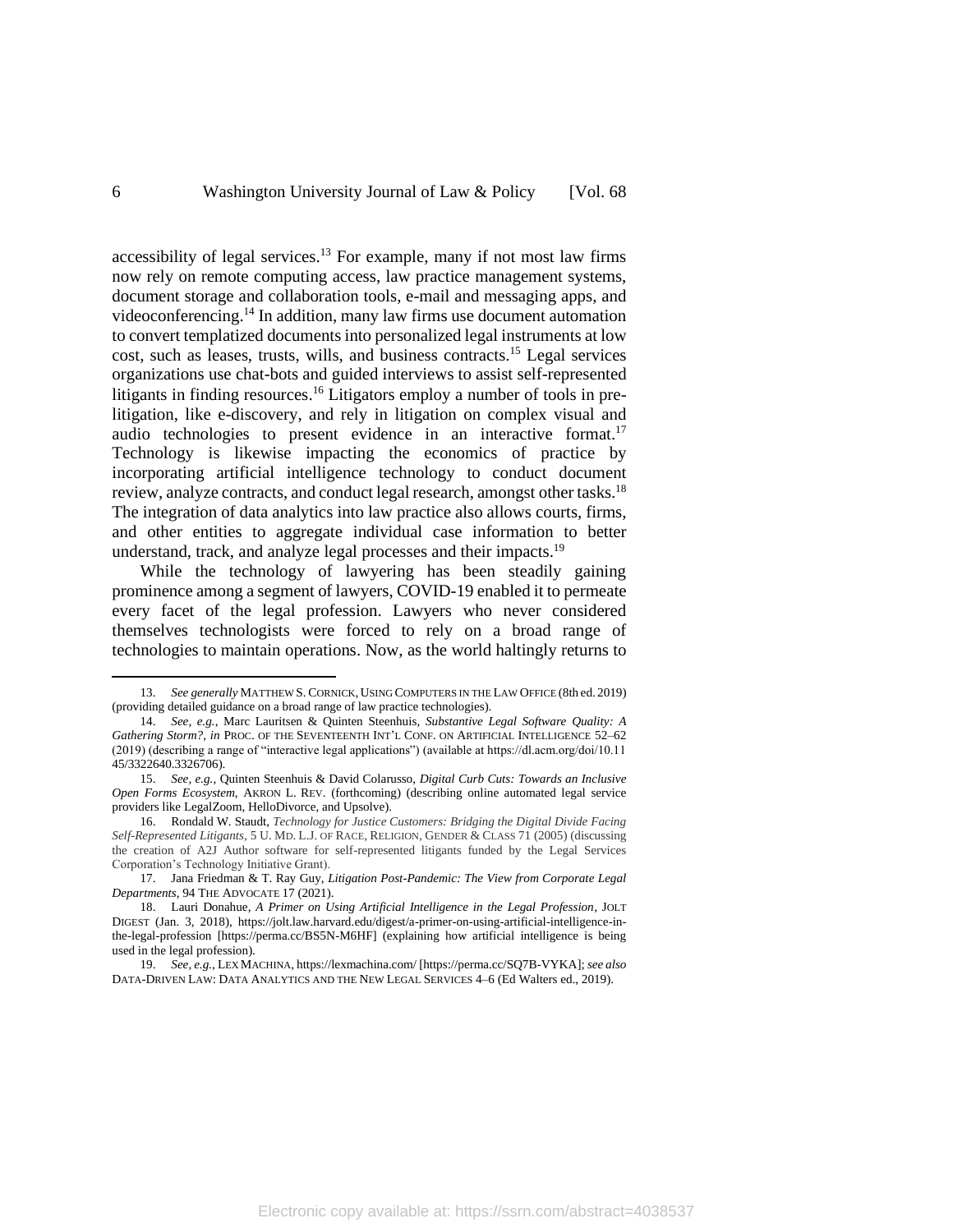accessibility of legal services.[13] For example, many if not most law firms now rely on remote computing access, law practice management systems, document storage and collaboration tools, e-mail and messaging apps, and videoconferencing.[14] In addition, many law firms use document automation to convert templatized documents into personalized legal instruments at low cost, such as leases, trusts, wills, and business contracts.[15] Legal services organizations use chat-bots and guided interviews to assist self-represented litigants in finding resources.[16] Litigators employ a number of tools in pre-litigation, like e-discovery, and rely in litigation on complex visual and audio technologies to present evidence in an interactive format.[17] Technology is likewise impacting the economics of practice by incorporating artificial intelligence technology to conduct document review, analyze contracts, and conduct legal research, amongst other tasks.[18] The integration of data analytics into law practice also allows courts, firms, and other entities to aggregate individual case information to better understand, track, and analyze legal processes and their impacts.[19]

While the technology of lawyering has been steadily gaining prominence among a segment of lawyers, COVID-19 enabled it to permeate every facet of the legal profession. Lawyers who never considered themselves technologists were forced to rely on a broad range of technologies to maintain operations. Now, as the world haltingly returns to

---

13. *See generally* MATTHEW S. CORNICK, USING COMPUTERS IN THE LAW OFFICE (8th ed. 2019) (providing detailed guidance on a broad range of law practice technologies).

14. *See, e.g.*, Marc Lauritsen & Quinten Steenhuis, *Substantive Legal Software Quality: A Gathering Storm?*, *in* PROC. OF THE SEVENTEENTH INT'L CONF. ON ARTIFICIAL INTELLIGENCE 52–62 (2019) (describing a range of "interactive legal applications") (available at https://dl.acm.org/doi/10.1145/3322640.3326706).

15. *See, e.g.*, Quinten Steenhuis & David Colarusso, *Digital Curb Cuts: Towards an Inclusive Open Forms Ecosystem*, AKRON L. REV. (forthcoming) (describing online automated legal service providers like LegalZoom, HelloDivorce, and Upsolve).

16. Rondald W. Staudt, *Technology for Justice Customers: Bridging the Digital Divide Facing Self-Represented Litigants*, 5 U. MD. L.J. OF RACE, RELIGION, GENDER & CLASS 71 (2005) (discussing the creation of A2J Author software for self-represented litigants funded by the Legal Services Corporation's Technology Initiative Grant).

17. Jana Friedman & T. Ray Guy, *Litigation Post-Pandemic: The View from Corporate Legal Departments*, 94 THE ADVOCATE 17 (2021).

18. Lauri Donahue, *A Primer on Using Artificial Intelligence in the Legal Profession*, JOLT DIGEST (Jan. 3, 2018), https://jolt.law.harvard.edu/digest/a-primer-on-using-artificial-intelligence-in-the-legal-profession [https://perma.cc/BS5N-M6HF] (explaining how artificial intelligence is being used in the legal profession).

19. *See, e.g.*, LEX MACHINA, https://lexmachina.com/ [https://perma.cc/SQ7B-VYKA]; *see also* DATA-DRIVEN LAW: DATA ANALYTICS AND THE NEW LEGAL SERVICES 4–6 (Ed Walters ed., 2019).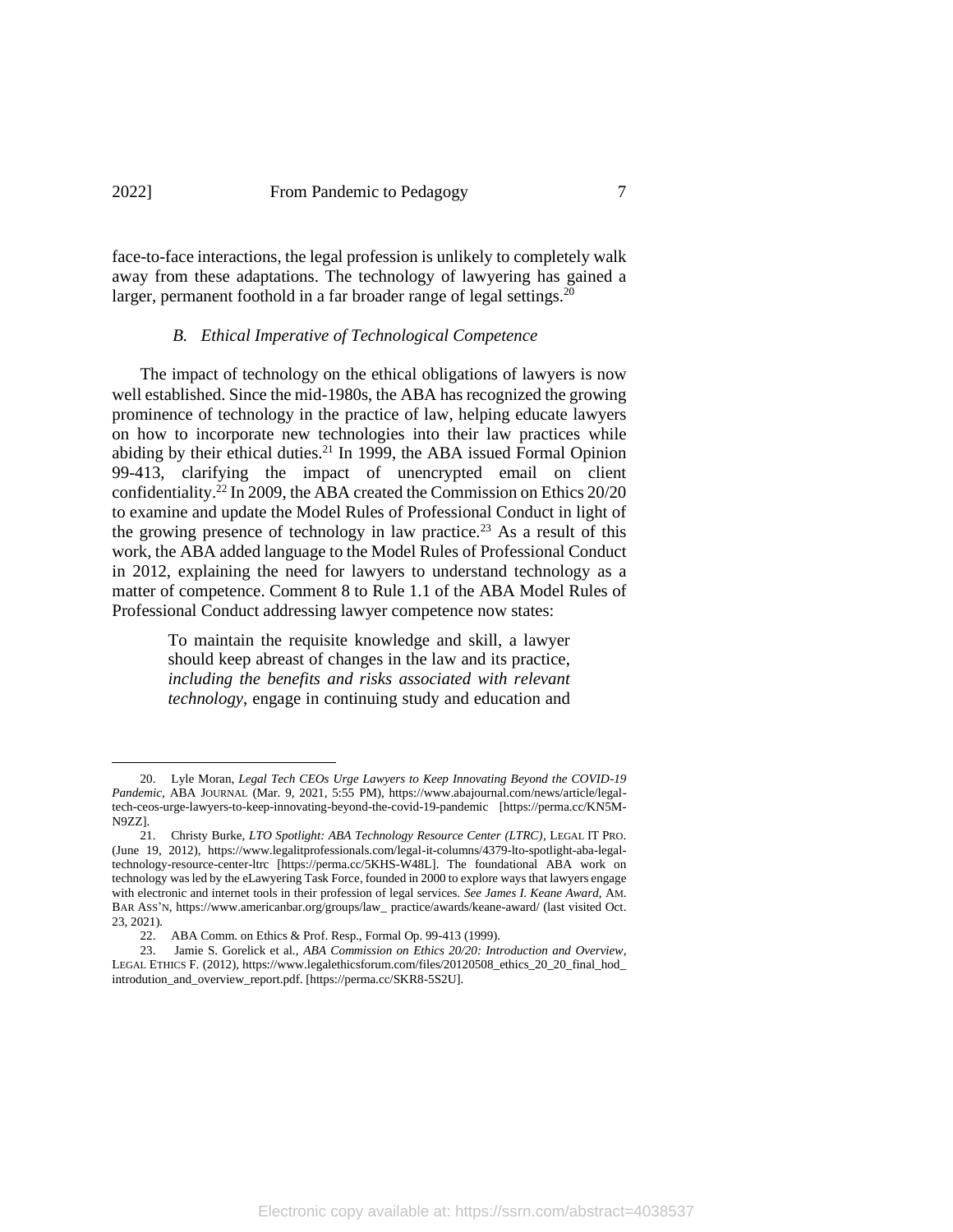face-to-face interactions, the legal profession is unlikely to completely walk away from these adaptations. The technology of lawyering has gained a larger, permanent foothold in a far broader range of legal settings.[20]

### *B. Ethical Imperative of Technological Competence*

The impact of technology on the ethical obligations of lawyers is now well established. Since the mid-1980s, the ABA has recognized the growing prominence of technology in the practice of law, helping educate lawyers on how to incorporate new technologies into their law practices while abiding by their ethical duties.[21] In 1999, the ABA issued Formal Opinion 99-413, clarifying the impact of unencrypted email on client confidentiality.[22] In 2009, the ABA created the Commission on Ethics 20/20 to examine and update the Model Rules of Professional Conduct in light of the growing presence of technology in law practice.[23] As a result of this work, the ABA added language to the Model Rules of Professional Conduct in 2012, explaining the need for lawyers to understand technology as a matter of competence. Comment 8 to Rule 1.1 of the ABA Model Rules of Professional Conduct addressing lawyer competence now states:

> To maintain the requisite knowledge and skill, a lawyer should keep abreast of changes in the law and its practice, *including the benefits and risks associated with relevant technology*, engage in continuing study and education and

---

20. Lyle Moran, *Legal Tech CEOs Urge Lawyers to Keep Innovating Beyond the COVID-19 Pandemic*, ABA JOURNAL (Mar. 9, 2021, 5:55 PM), https://www.abajournal.com/news/article/legal-tech-ceos-urge-lawyers-to-keep-innovating-beyond-the-covid-19-pandemic [https://perma.cc/KN5M-N9ZZ].

21. Christy Burke, *LTO Spotlight: ABA Technology Resource Center (LTRC)*, LEGAL IT PRO. (June 19, 2012), https://www.legalitprofessionals.com/legal-it-columns/4379-lto-spotlight-aba-legal-technology-resource-center-ltrc [https://perma.cc/5KHS-W48L]. The foundational ABA work on technology was led by the eLawyering Task Force, founded in 2000 to explore ways that lawyers engage with electronic and internet tools in their profession of legal services. *See James I. Keane Award*, AM. BAR ASS'N, https://www.americanbar.org/groups/law_ practice/awards/keane-award/ (last visited Oct. 23, 2021).

22. ABA Comm. on Ethics & Prof. Resp., Formal Op. 99-413 (1999).

23. Jamie S. Gorelick et al., *ABA Commission on Ethics 20/20: Introduction and Overview*, LEGAL ETHICS F. (2012), https://www.legalethicsforum.com/files/20120508_ethics_20_20_final_hod_ introdution_and_overview_report.pdf. [https://perma.cc/SKR8-5S2U].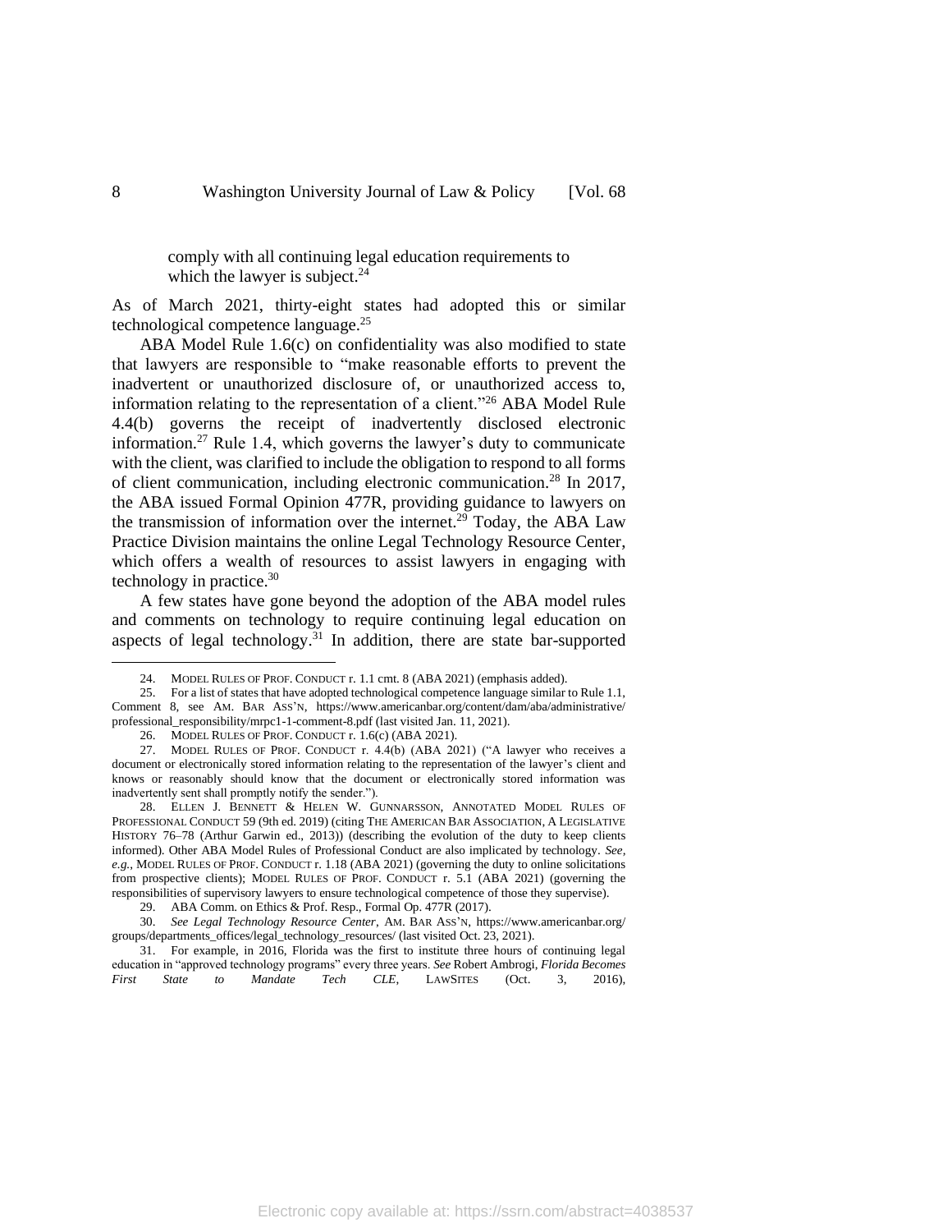> comply with all continuing legal education requirements to which the lawyer is subject.[24]

As of March 2021, thirty-eight states had adopted this or similar technological competence language.[25]

ABA Model Rule 1.6(c) on confidentiality was also modified to state that lawyers are responsible to "make reasonable efforts to prevent the inadvertent or unauthorized disclosure of, or unauthorized access to, information relating to the representation of a client."[26] ABA Model Rule 4.4(b) governs the receipt of inadvertently disclosed electronic information.[27] Rule 1.4, which governs the lawyer's duty to communicate with the client, was clarified to include the obligation to respond to all forms of client communication, including electronic communication.[28] In 2017, the ABA issued Formal Opinion 477R, providing guidance to lawyers on the transmission of information over the internet.[29] Today, the ABA Law Practice Division maintains the online Legal Technology Resource Center, which offers a wealth of resources to assist lawyers in engaging with technology in practice.[30]

A few states have gone beyond the adoption of the ABA model rules and comments on technology to require continuing legal education on aspects of legal technology.[31] In addition, there are state bar-supported

---

24. MODEL RULES OF PROF. CONDUCT r. 1.1 cmt. 8 (ABA 2021) (emphasis added).

25. For a list of states that have adopted technological competence language similar to Rule 1.1, Comment 8, see AM. BAR ASS'N, https://www.americanbar.org/content/dam/aba/administrative/professional_responsibility/mrpc1-1-comment-8.pdf (last visited Jan. 11, 2021).

26. MODEL RULES OF PROF. CONDUCT r. 1.6(c) (ABA 2021).

27. MODEL RULES OF PROF. CONDUCT r. 4.4(b) (ABA 2021) ("A lawyer who receives a document or electronically stored information relating to the representation of the lawyer's client and knows or reasonably should know that the document or electronically stored information was inadvertently sent shall promptly notify the sender.").

28. ELLEN J. BENNETT & HELEN W. GUNNARSSON, ANNOTATED MODEL RULES OF PROFESSIONAL CONDUCT 59 (9th ed. 2019) (citing THE AMERICAN BAR ASSOCIATION, A LEGISLATIVE HISTORY 76–78 (Arthur Garwin ed., 2013)) (describing the evolution of the duty to keep clients informed). Other ABA Model Rules of Professional Conduct are also implicated by technology. *See, e.g.*, MODEL RULES OF PROF. CONDUCT r. 1.18 (ABA 2021) (governing the duty to online solicitations from prospective clients); MODEL RULES OF PROF. CONDUCT r. 5.1 (ABA 2021) (governing the responsibilities of supervisory lawyers to ensure technological competence of those they supervise).

29. ABA Comm. on Ethics & Prof. Resp., Formal Op. 477R (2017).

30. *See Legal Technology Resource Center*, AM. BAR ASS'N, https://www.americanbar.org/groups/departments_offices/legal_technology_resources/ (last visited Oct. 23, 2021).

31. For example, in 2016, Florida was the first to institute three hours of continuing legal education in "approved technology programs" every three years. *See* Robert Ambrogi, *Florida Becomes First State to Mandate Tech CLE*, LAWSITES (Oct. 3, 2016),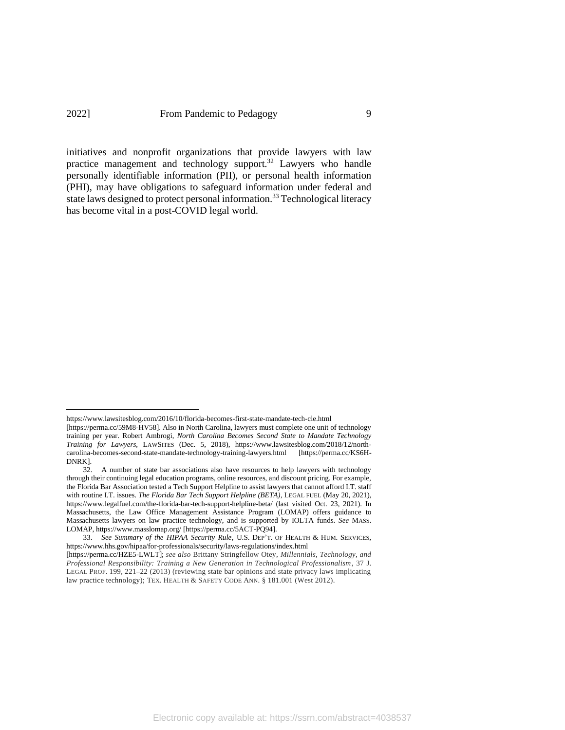initiatives and nonprofit organizations that provide lawyers with law practice management and technology support.[32] Lawyers who handle personally identifiable information (PII), or personal health information (PHI), may have obligations to safeguard information under federal and state laws designed to protect personal information.[33] Technological literacy has become vital in a post-COVID legal world.

---

https://www.lawsitesblog.com/2016/10/florida-becomes-first-state-mandate-tech-cle.html [https://perma.cc/59M8-HV58]. Also in North Carolina, lawyers must complete one unit of technology training per year. Robert Ambrogi, *North Carolina Becomes Second State to Mandate Technology Training for Lawyers*, LAWSITES (Dec. 5, 2018), https://www.lawsitesblog.com/2018/12/north-carolina-becomes-second-state-mandate-technology-training-lawyers.html [https://perma.cc/KS6H-DNRK].

32. A number of state bar associations also have resources to help lawyers with technology through their continuing legal education programs, online resources, and discount pricing. For example, the Florida Bar Association tested a Tech Support Helpline to assist lawyers that cannot afford I.T. staff with routine I.T. issues. ***The Florida Bar Tech Support Helpline (BETA)***, LEGAL FUEL (May 20, 2021), https://www.legalfuel.com/the-florida-bar-tech-support-helpline-beta/ (last visited Oct. 23, 2021). In Massachusetts, the Law Office Management Assistance Program (LOMAP) offers guidance to Massachusetts lawyers on law practice technology, and is supported by IOLTA funds. *See* MASS. LOMAP, https://www.masslomap.org/ [https://perma.cc/5ACT-PQ94].

33. *See Summary of the HIPAA Security Rule*, U.S. DEP'T. OF HEALTH & HUM. SERVICES, https://www.hhs.gov/hipaa/for-professionals/security/laws-regulations/index.html [https://perma.cc/HZE5-LWLT]; *see also* Brittany Stringfellow Otey, *Millennials, Technology, and Professional Responsibility: Training a New Generation in Technological Professionalism*, 37 J. LEGAL PROF. 199, 221–22 (2013) (reviewing state bar opinions and state privacy laws implicating law practice technology); TEX. HEALTH & SAFETY CODE ANN. § 181.001 (West 2012).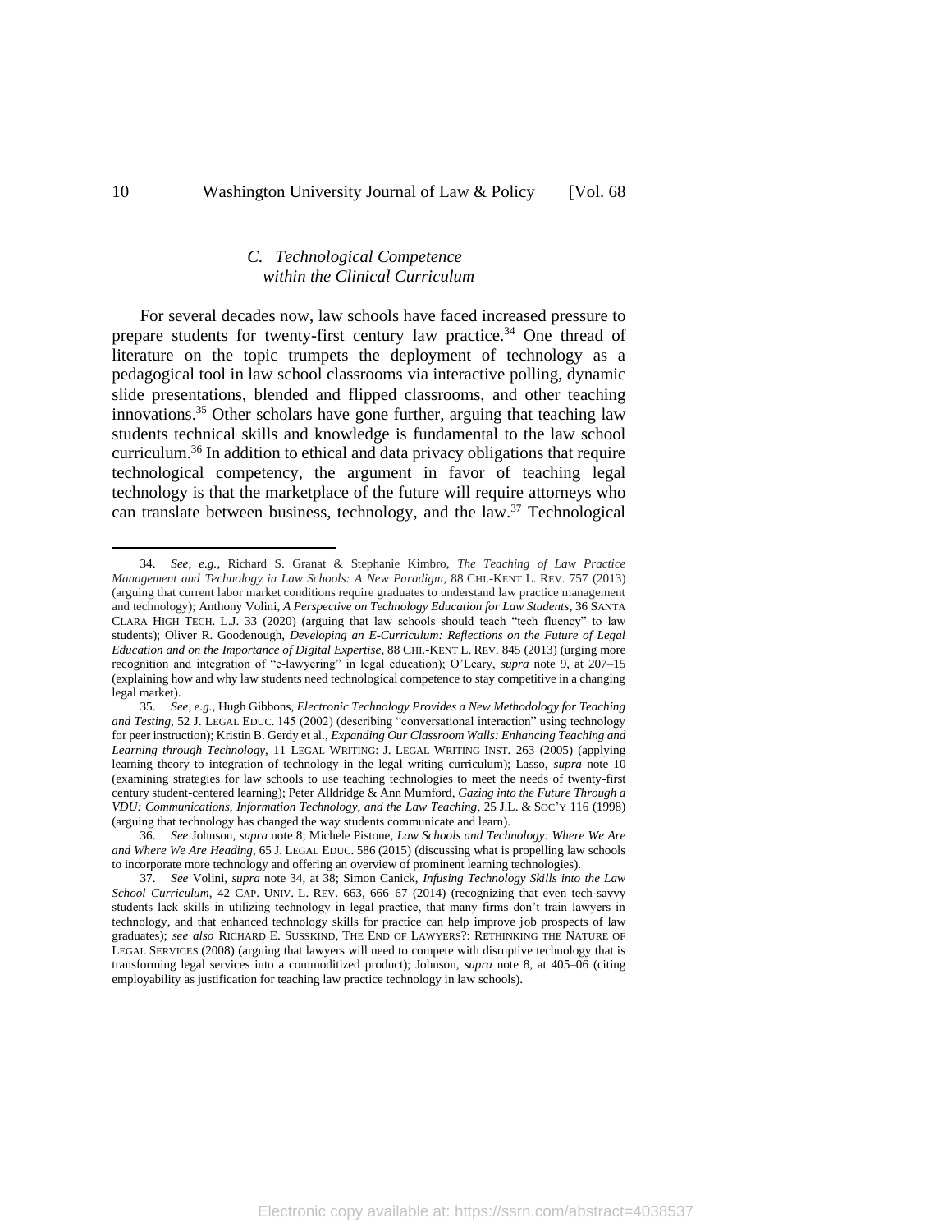### C. Technological Competence within the Clinical Curriculum

For several decades now, law schools have faced increased pressure to prepare students for twenty-first century law practice.[34] One thread of literature on the topic trumpets the deployment of technology as a pedagogical tool in law school classrooms via interactive polling, dynamic slide presentations, blended and flipped classrooms, and other teaching innovations.[35] Other scholars have gone further, arguing that teaching law students technical skills and knowledge is fundamental to the law school curriculum.[36] In addition to ethical and data privacy obligations that require technological competency, the argument in favor of teaching legal technology is that the marketplace of the future will require attorneys who can translate between business, technology, and the law.[37] Technological

---

34. *See, e.g.*, Richard S. Granat & Stephanie Kimbro, *The Teaching of Law Practice Management and Technology in Law Schools: A New Paradigm*, 88 CHI.-KENT L. REV. 757 (2013) (arguing that current labor market conditions require graduates to understand law practice management and technology); Anthony Volini, *A Perspective on Technology Education for Law Students*, 36 SANTA CLARA HIGH TECH. L.J. 33 (2020) (arguing that law schools should teach "tech fluency" to law students); Oliver R. Goodenough, *Developing an E-Curriculum: Reflections on the Future of Legal Education and on the Importance of Digital Expertise*, 88 CHI.-KENT L. REV. 845 (2013) (urging more recognition and integration of "e-lawyering" in legal education); O'Leary, *supra* note 9, at 207–15 (explaining how and why law students need technological competence to stay competitive in a changing legal market).

35. *See, e.g.*, Hugh Gibbons, *Electronic Technology Provides a New Methodology for Teaching and Testing*, 52 J. LEGAL EDUC. 145 (2002) (describing "conversational interaction" using technology for peer instruction); Kristin B. Gerdy et al., *Expanding Our Classroom Walls: Enhancing Teaching and Learning through Technology*, 11 LEGAL WRITING: J. LEGAL WRITING INST. 263 (2005) (applying learning theory to integration of technology in the legal writing curriculum); Lasso, *supra* note 10 (examining strategies for law schools to use teaching technologies to meet the needs of twenty-first century student-centered learning); Peter Alldridge & Ann Mumford, *Gazing into the Future Through a VDU: Communications, Information Technology, and the Law Teaching*, 25 J.L. & SOC'Y 116 (1998) (arguing that technology has changed the way students communicate and learn).

36. *See* Johnson, *supra* note 8; Michele Pistone, *Law Schools and Technology: Where We Are and Where We Are Heading*, 65 J. LEGAL EDUC. 586 (2015) (discussing what is propelling law schools to incorporate more technology and offering an overview of prominent learning technologies).

37. *See* Volini, *supra* note 34, at 38; Simon Canick, *Infusing Technology Skills into the Law School Curriculum*, 42 CAP. UNIV. L. REV. 663, 666–67 (2014) (recognizing that even tech-savvy students lack skills in utilizing technology in legal practice, that many firms don't train lawyers in technology, and that enhanced technology skills for practice can help improve job prospects of law graduates); *see also* RICHARD E. SUSSKIND, THE END OF LAWYERS?: RETHINKING THE NATURE OF LEGAL SERVICES (2008) (arguing that lawyers will need to compete with disruptive technology that is transforming legal services into a commoditized product); Johnson, *supra* note 8, at 405–06 (citing employability as justification for teaching law practice technology in law schools).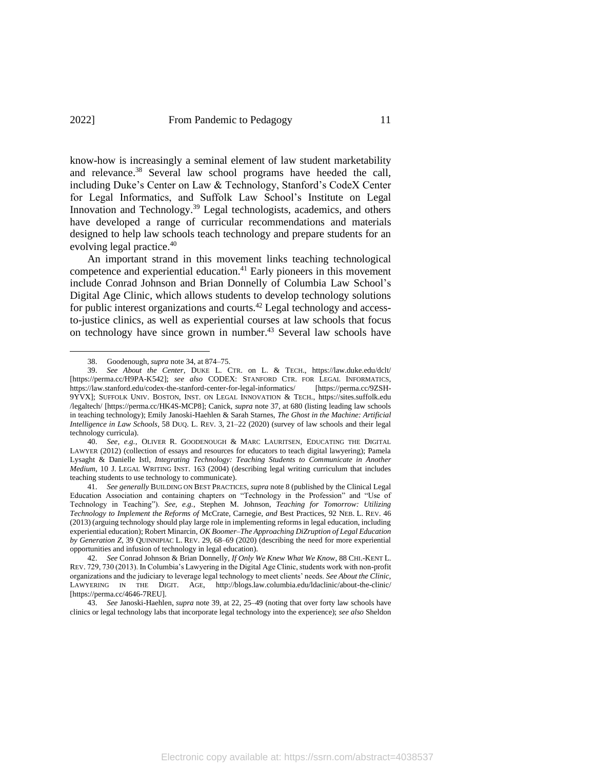know-how is increasingly a seminal element of law student marketability and relevance.[38] Several law school programs have heeded the call, including Duke's Center on Law & Technology, Stanford's CodeX Center for Legal Informatics, and Suffolk Law School's Institute on Legal Innovation and Technology.[39] Legal technologists, academics, and others have developed a range of curricular recommendations and materials designed to help law schools teach technology and prepare students for an evolving legal practice.[40]

An important strand in this movement links teaching technological competence and experiential education.[41] Early pioneers in this movement include Conrad Johnson and Brian Donnelly of Columbia Law School's Digital Age Clinic, which allows students to develop technology solutions for public interest organizations and courts.[42] Legal technology and access-to-justice clinics, as well as experiential courses at law schools that focus on technology have since grown in number.[43] Several law schools have

---

38. Goodenough, *supra* note 34, at 874–75.

39. *See About the Center*, DUKE L. CTR. on L. & TECH., https://law.duke.edu/dclt/ [https://perma.cc/H9PA-K542]; *see also* CODEX: STANFORD CTR. FOR LEGAL INFORMATICS, https://law.stanford.edu/codex-the-stanford-center-for-legal-informatics/ [https://perma.cc/9ZSH-9YVX]; SUFFOLK UNIV. BOSTON, INST. ON LEGAL INNOVATION & TECH., https://sites.suffolk.edu/legaltech/ [https://perma.cc/HK4S-MCP8]; Canick, *supra* note 37, at 680 (listing leading law schools in teaching technology); Emily Janoski-Haehlen & Sarah Starnes, *The Ghost in the Machine: Artificial Intelligence in Law Schools*, 58 DUQ. L. REV. 3, 21–22 (2020) (survey of law schools and their legal technology curricula).

40. *See, e.g.*, OLIVER R. GOODENOUGH & MARC LAURITSEN, EDUCATING THE DIGITAL LAWYER (2012) (collection of essays and resources for educators to teach digital lawyering); Pamela Lysaght & Danielle Istl, *Integrating Technology: Teaching Students to Communicate in Another Medium*, 10 J. LEGAL WRITING INST. 163 (2004) (describing legal writing curriculum that includes teaching students to use technology to communicate).

41. *See generally* BUILDING ON BEST PRACTICES, *supra* note 8 (published by the Clinical Legal Education Association and containing chapters on "Technology in the Profession" and "Use of Technology in Teaching"). *See, e.g.*, Stephen M. Johnson, *Teaching for Tomorrow: Utilizing Technology to Implement the Reforms of* McCrate, Carnegie, *and* Best Practices, 92 NEB. L. REV. 46 (2013) (arguing technology should play large role in implementing reforms in legal education, including experiential education); Robert Minarcin, *OK Boomer–The Approaching DiZruption of Legal Education by Generation Z*, 39 QUINNIPIAC L. REV. 29, 68–69 (2020) (describing the need for more experiential opportunities and infusion of technology in legal education).

42. *See* Conrad Johnson & Brian Donnelly, *If Only We Knew What We Know*, 88 CHI.-KENT L. REV. 729, 730 (2013). In Columbia's Lawyering in the Digital Age Clinic, students work with non-profit organizations and the judiciary to leverage legal technology to meet clients' needs. *See About the Clinic*, LAWYERING IN THE DIGIT. AGE, http://blogs.law.columbia.edu/ldaclinic/about-the-clinic/ [https://perma.cc/4646-7REU].

43. *See* Janoski-Haehlen, *supra* note 39, at 22, 25–49 (noting that over forty law schools have clinics or legal technology labs that incorporate legal technology into the experience); *see also* Sheldon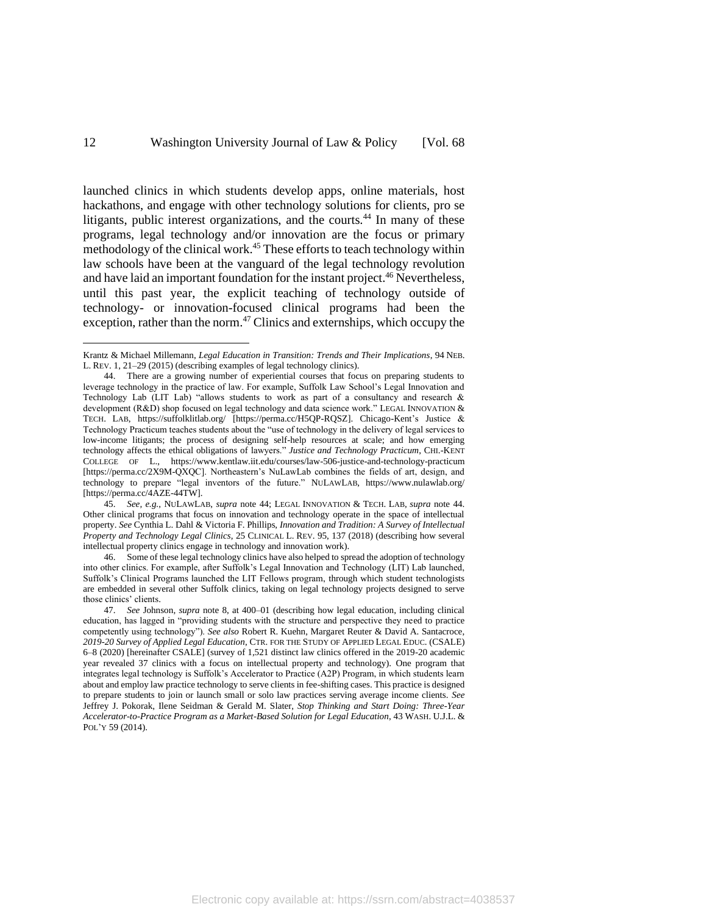launched clinics in which students develop apps, online materials, host hackathons, and engage with other technology solutions for clients, pro se litigants, public interest organizations, and the courts.[44] In many of these programs, legal technology and/or innovation are the focus or primary methodology of the clinical work.[45] These efforts to teach technology within law schools have been at the vanguard of the legal technology revolution and have laid an important foundation for the instant project.[46] Nevertheless, until this past year, the explicit teaching of technology outside of technology- or innovation-focused clinical programs had been the exception, rather than the norm.[47] Clinics and externships, which occupy the

---

Krantz & Michael Millemann, *Legal Education in Transition: Trends and Their Implications*, 94 NEB. L. REV. 1, 21–29 (2015) (describing examples of legal technology clinics).

44. There are a growing number of experiential courses that focus on preparing students to leverage technology in the practice of law. For example, Suffolk Law School's Legal Innovation and Technology Lab (LIT Lab) "allows students to work as part of a consultancy and research & development (R&D) shop focused on legal technology and data science work." LEGAL INNOVATION & TECH. LAB, https://suffolklitlab.org/ [https://perma.cc/H5QP-RQSZ]. Chicago-Kent's Justice & Technology Practicum teaches students about the "use of technology in the delivery of legal services to low-income litigants; the process of designing self-help resources at scale; and how emerging technology affects the ethical obligations of lawyers." *Justice and Technology Practicum*, CHI.-KENT COLLEGE OF L., https://www.kentlaw.iit.edu/courses/law-506-justice-and-technology-practicum [https://perma.cc/2X9M-QXQC]. Northeastern's NuLawLab combines the fields of art, design, and technology to prepare "legal inventors of the future." NULAWLAB, https://www.nulawlab.org/ [https://perma.cc/4AZE-44TW].

45. *See, e.g.*, NULAWLAB, *supra* note 44; LEGAL INNOVATION & TECH. LAB, *supra* note 44. Other clinical programs that focus on innovation and technology operate in the space of intellectual property. *See* Cynthia L. Dahl & Victoria F. Phillips, *Innovation and Tradition: A Survey of Intellectual Property and Technology Legal Clinics*, 25 CLINICAL L. REV. 95, 137 (2018) (describing how several intellectual property clinics engage in technology and innovation work).

46. Some of these legal technology clinics have also helped to spread the adoption of technology into other clinics. For example, after Suffolk's Legal Innovation and Technology (LIT) Lab launched, Suffolk's Clinical Programs launched the LIT Fellows program, through which student technologists are embedded in several other Suffolk clinics, taking on legal technology projects designed to serve those clinics' clients.

47. *See* Johnson, *supra* note 8, at 400–01 (describing how legal education, including clinical education, has lagged in "providing students with the structure and perspective they need to practice competently using technology"). *See also* Robert R. Kuehn, Margaret Reuter & David A. Santacroce, *2019-20 Survey of Applied Legal Education*, CTR. FOR THE STUDY OF APPLIED LEGAL EDUC. (CSALE) 6–8 (2020) [hereinafter CSALE] (survey of 1,521 distinct law clinics offered in the 2019-20 academic year revealed 37 clinics with a focus on intellectual property and technology). One program that integrates legal technology is Suffolk's Accelerator to Practice (A2P) Program, in which students learn about and employ law practice technology to serve clients in fee-shifting cases. This practice is designed to prepare students to join or launch small or solo law practices serving average income clients. *See* Jeffrey J. Pokorak, Ilene Seidman & Gerald M. Slater, *Stop Thinking and Start Doing: Three-Year Accelerator-to-Practice Program as a Market-Based Solution for Legal Education*, 43 WASH. U.J.L. & POL'Y 59 (2014).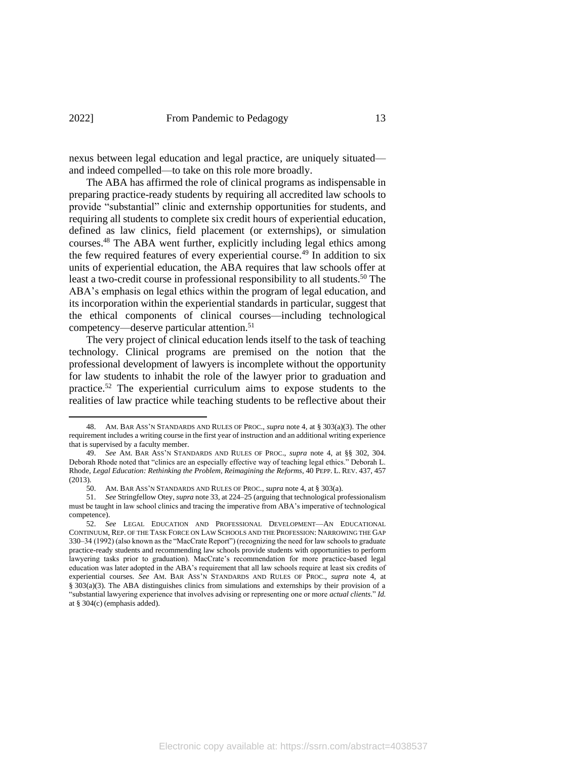nexus between legal education and legal practice, are uniquely situated—and indeed compelled—to take on this role more broadly.

The ABA has affirmed the role of clinical programs as indispensable in preparing practice-ready students by requiring all accredited law schools to provide "substantial" clinic and externship opportunities for students, and requiring all students to complete six credit hours of experiential education, defined as law clinics, field placement (or externships), or simulation courses.[48] The ABA went further, explicitly including legal ethics among the few required features of every experiential course.[49] In addition to six units of experiential education, the ABA requires that law schools offer at least a two-credit course in professional responsibility to all students.[50] The ABA's emphasis on legal ethics within the program of legal education, and its incorporation within the experiential standards in particular, suggest that the ethical components of clinical courses—including technological competency—deserve particular attention.[51]

The very project of clinical education lends itself to the task of teaching technology. Clinical programs are premised on the notion that the professional development of lawyers is incomplete without the opportunity for law students to inhabit the role of the lawyer prior to graduation and practice.[52] The experiential curriculum aims to expose students to the realities of law practice while teaching students to be reflective about their

---

48. AM. BAR ASS'N STANDARDS AND RULES OF PROC., *supra* note 4, at § 303(a)(3). The other requirement includes a writing course in the first year of instruction and an additional writing experience that is supervised by a faculty member.

49. *See* AM. BAR ASS'N STANDARDS AND RULES OF PROC., *supra* note 4, at §§ 302, 304. Deborah Rhode noted that "clinics are an especially effective way of teaching legal ethics." Deborah L. Rhode, *Legal Education: Rethinking the Problem, Reimagining the Reforms*, 40 PEPP. L. REV. 437, 457 (2013).

50. AM. BAR ASS'N STANDARDS AND RULES OF PROC., *supra* note 4, at § 303(a).

51. *See* Stringfellow Otey, *supra* note 33, at 224–25 (arguing that technological professionalism must be taught in law school clinics and tracing the imperative from ABA's imperative of technological competence).

52. *See* LEGAL EDUCATION AND PROFESSIONAL DEVELOPMENT—AN EDUCATIONAL CONTINUUM, REP. OF THE TASK FORCE ON LAW SCHOOLS AND THE PROFESSION: NARROWING THE GAP 330–34 (1992) (also known as the "MacCrate Report") (recognizing the need for law schools to graduate practice-ready students and recommending law schools provide students with opportunities to perform lawyering tasks prior to graduation). MacCrate's recommendation for more practice-based legal education was later adopted in the ABA's requirement that all law schools require at least six credits of experiential courses. *See* AM. BAR ASS'N STANDARDS AND RULES OF PROC., *supra* note 4, at § 303(a)(3). The ABA distinguishes clinics from simulations and externships by their provision of a "substantial lawyering experience that involves advising or representing one or more *actual clients*." *Id.* at § 304(c) (emphasis added).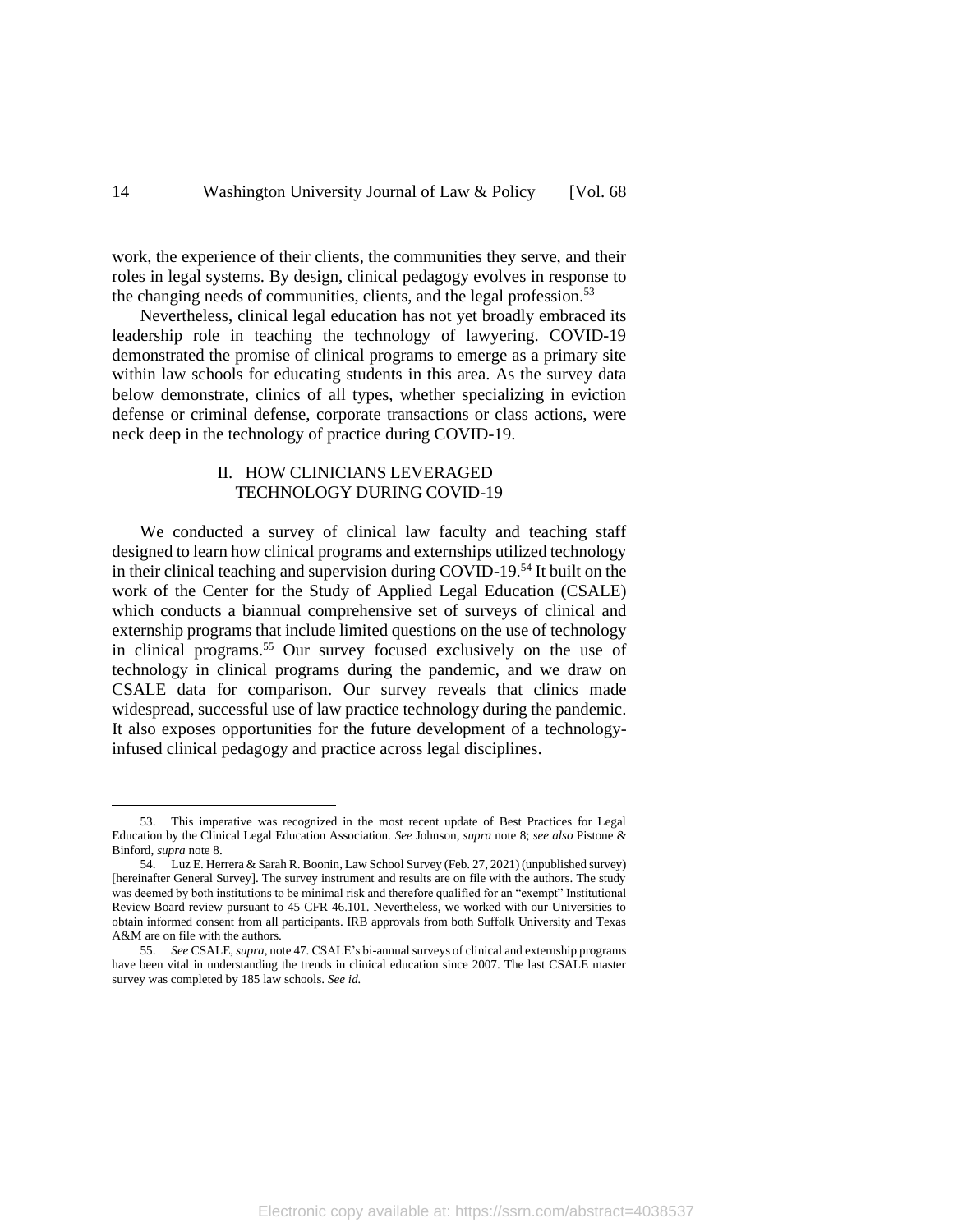work, the experience of their clients, the communities they serve, and their roles in legal systems. By design, clinical pedagogy evolves in response to the changing needs of communities, clients, and the legal profession.[53]

Nevertheless, clinical legal education has not yet broadly embraced its leadership role in teaching the technology of lawyering. COVID-19 demonstrated the promise of clinical programs to emerge as a primary site within law schools for educating students in this area. As the survey data below demonstrate, clinics of all types, whether specializing in eviction defense or criminal defense, corporate transactions or class actions, were neck deep in the technology of practice during COVID-19.

## II. HOW CLINICIANS LEVERAGED TECHNOLOGY DURING COVID-19

We conducted a survey of clinical law faculty and teaching staff designed to learn how clinical programs and externships utilized technology in their clinical teaching and supervision during COVID-19.[54] It built on the work of the Center for the Study of Applied Legal Education (CSALE) which conducts a biannual comprehensive set of surveys of clinical and externship programs that include limited questions on the use of technology in clinical programs.[55] Our survey focused exclusively on the use of technology in clinical programs during the pandemic, and we draw on CSALE data for comparison. Our survey reveals that clinics made widespread, successful use of law practice technology during the pandemic. It also exposes opportunities for the future development of a technology-infused clinical pedagogy and practice across legal disciplines.

---

53. This imperative was recognized in the most recent update of Best Practices for Legal Education by the Clinical Legal Education Association. *See* Johnson, *supra* note 8; *see also* Pistone & Binford, *supra* note 8.

54. Luz E. Herrera & Sarah R. Boonin, Law School Survey (Feb. 27, 2021) (unpublished survey) [hereinafter General Survey]. The survey instrument and results are on file with the authors. The study was deemed by both institutions to be minimal risk and therefore qualified for an "exempt" Institutional Review Board review pursuant to 45 CFR 46.101. Nevertheless, we worked with our Universities to obtain informed consent from all participants. IRB approvals from both Suffolk University and Texas A&M are on file with the authors.

55. *See* CSALE, *supra*, note 47. CSALE's bi-annual surveys of clinical and externship programs have been vital in understanding the trends in clinical education since 2007. The last CSALE master survey was completed by 185 law schools. *See id.*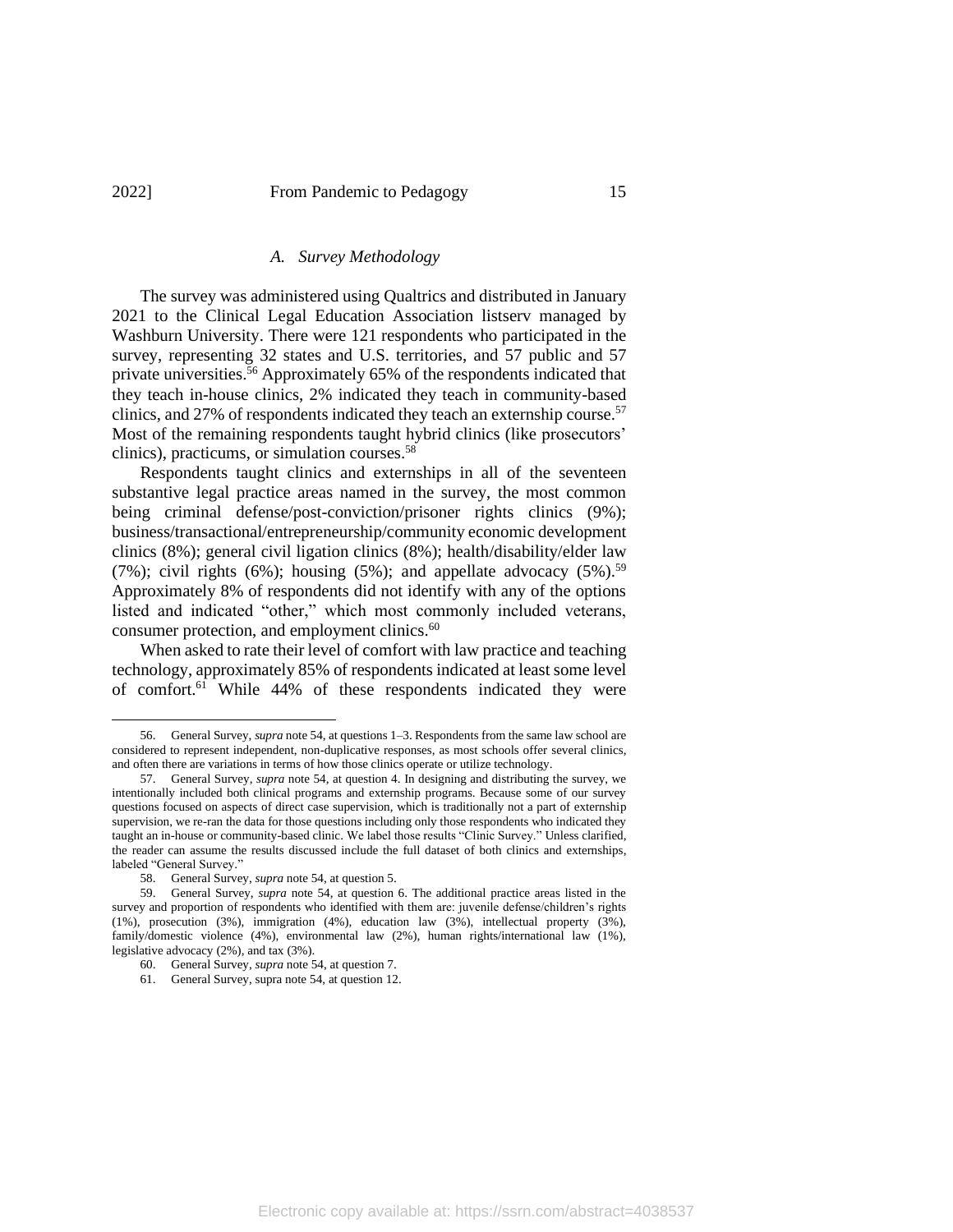### A. *Survey Methodology*

The survey was administered using Qualtrics and distributed in January 2021 to the Clinical Legal Education Association listserv managed by Washburn University. There were 121 respondents who participated in the survey, representing 32 states and U.S. territories, and 57 public and 57 private universities.[56] Approximately 65% of the respondents indicated that they teach in-house clinics, 2% indicated they teach in community-based clinics, and 27% of respondents indicated they teach an externship course.[57] Most of the remaining respondents taught hybrid clinics (like prosecutors' clinics), practicums, or simulation courses.[58]

Respondents taught clinics and externships in all of the seventeen substantive legal practice areas named in the survey, the most common being criminal defense/post-conviction/prisoner rights clinics (9%); business/transactional/entrepreneurship/community economic development clinics (8%); general civil ligation clinics (8%); health/disability/elder law (7%); civil rights (6%); housing (5%); and appellate advocacy (5%).[59] Approximately 8% of respondents did not identify with any of the options listed and indicated "other," which most commonly included veterans, consumer protection, and employment clinics.[60]

When asked to rate their level of comfort with law practice and teaching technology, approximately 85% of respondents indicated at least some level of comfort.[61] While 44% of these respondents indicated they were

---

56. General Survey, *supra* note 54, at questions 1–3. Respondents from the same law school are considered to represent independent, non-duplicative responses, as most schools offer several clinics, and often there are variations in terms of how those clinics operate or utilize technology.

57. General Survey, *supra* note 54, at question 4. In designing and distributing the survey, we intentionally included both clinical programs and externship programs. Because some of our survey questions focused on aspects of direct case supervision, which is traditionally not a part of externship supervision, we re-ran the data for those questions including only those respondents who indicated they taught an in-house or community-based clinic. We label those results "Clinic Survey." Unless clarified, the reader can assume the results discussed include the full dataset of both clinics and externships, labeled "General Survey."

58. General Survey, *supra* note 54, at question 5.

59. General Survey, *supra* note 54, at question 6. The additional practice areas listed in the survey and proportion of respondents who identified with them are: juvenile defense/children's rights (1%), prosecution (3%), immigration (4%), education law (3%), intellectual property (3%), family/domestic violence (4%), environmental law (2%), human rights/international law (1%), legislative advocacy (2%), and tax (3%).

60. General Survey, *supra* note 54, at question 7.

61. General Survey, supra note 54, at question 12.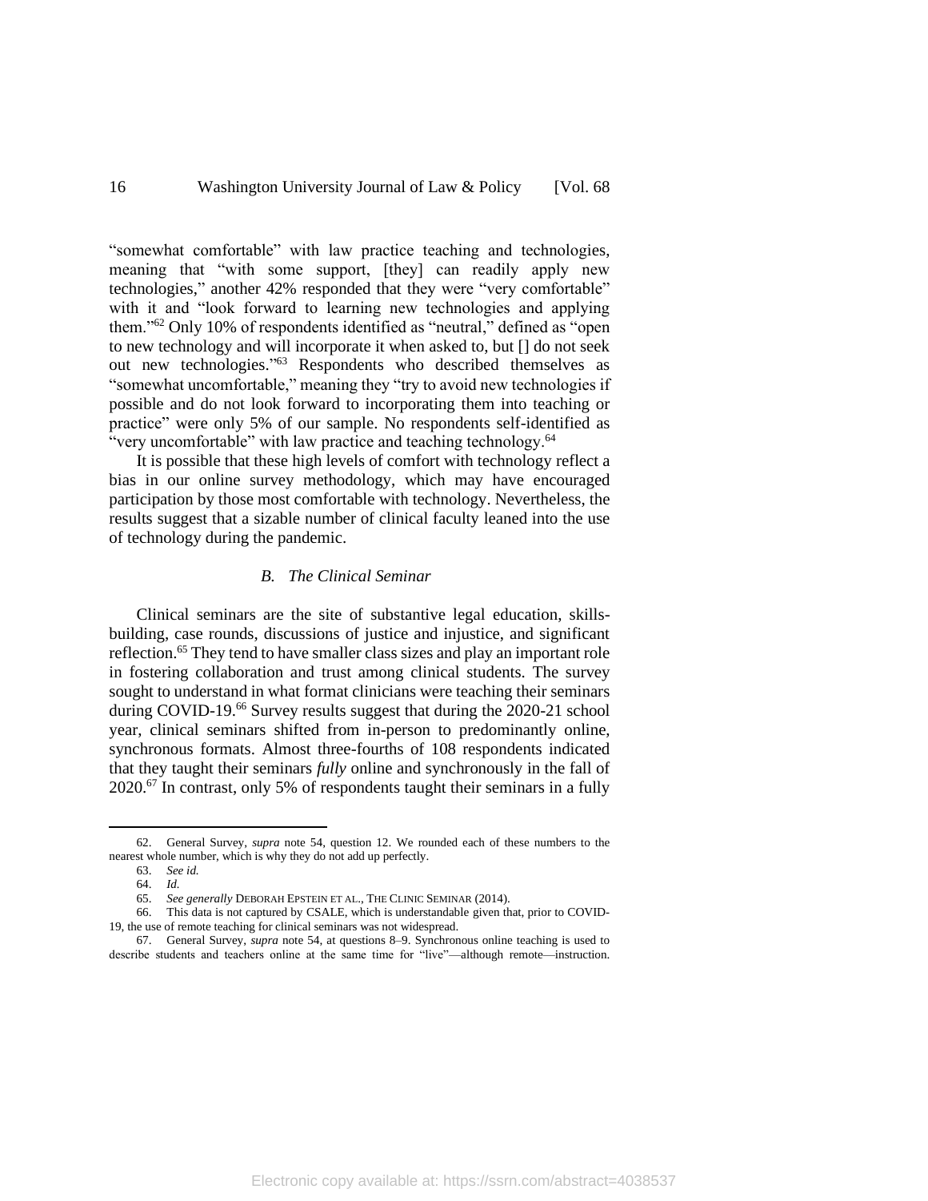"somewhat comfortable" with law practice teaching and technologies, meaning that "with some support, [they] can readily apply new technologies," another 42% responded that they were "very comfortable" with it and "look forward to learning new technologies and applying them."[62] Only 10% of respondents identified as "neutral," defined as "open to new technology and will incorporate it when asked to, but [] do not seek out new technologies."[63] Respondents who described themselves as "somewhat uncomfortable," meaning they "try to avoid new technologies if possible and do not look forward to incorporating them into teaching or practice" were only 5% of our sample. No respondents self-identified as "very uncomfortable" with law practice and teaching technology.[64]

It is possible that these high levels of comfort with technology reflect a bias in our online survey methodology, which may have encouraged participation by those most comfortable with technology. Nevertheless, the results suggest that a sizable number of clinical faculty leaned into the use of technology during the pandemic.

### *B. The Clinical Seminar*

Clinical seminars are the site of substantive legal education, skills-building, case rounds, discussions of justice and injustice, and significant reflection.[65] They tend to have smaller class sizes and play an important role in fostering collaboration and trust among clinical students. The survey sought to understand in what format clinicians were teaching their seminars during COVID-19.[66] Survey results suggest that during the 2020-21 school year, clinical seminars shifted from in-person to predominantly online, synchronous formats. Almost three-fourths of 108 respondents indicated that they taught their seminars *fully* online and synchronously in the fall of 2020.[67] In contrast, only 5% of respondents taught their seminars in a fully

---

62. General Survey, *supra* note 54, question 12. We rounded each of these numbers to the nearest whole number, which is why they do not add up perfectly.

63. *See id.*

64. *Id.*

65. *See generally* DEBORAH EPSTEIN ET AL., THE CLINIC SEMINAR (2014).

66. This data is not captured by CSALE, which is understandable given that, prior to COVID-19, the use of remote teaching for clinical seminars was not widespread.

67. General Survey, *supra* note 54, at questions 8–9. Synchronous online teaching is used to describe students and teachers online at the same time for "live"—although remote—instruction.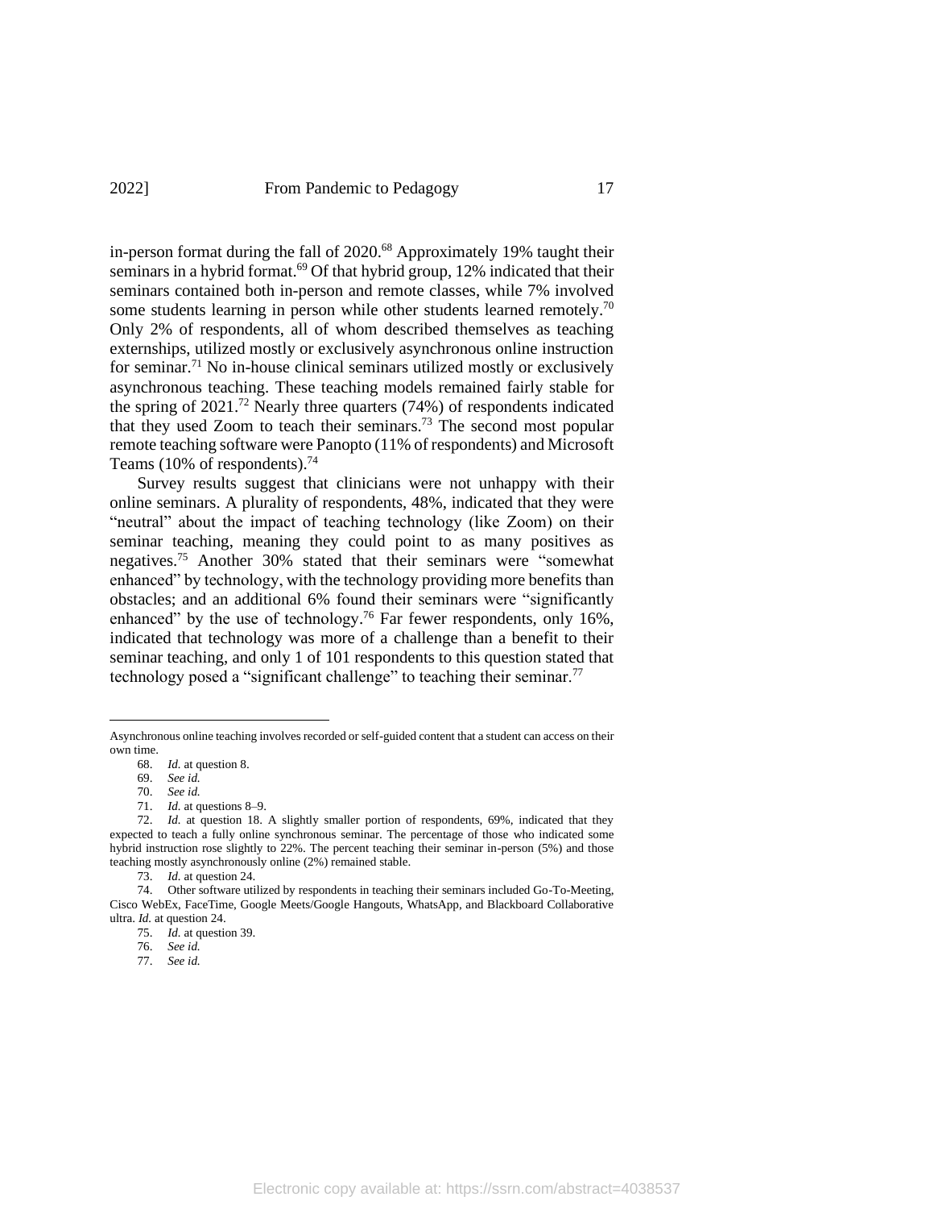in-person format during the fall of 2020.[68] Approximately 19% taught their seminars in a hybrid format.[69] Of that hybrid group, 12% indicated that their seminars contained both in-person and remote classes, while 7% involved some students learning in person while other students learned remotely.[70] Only 2% of respondents, all of whom described themselves as teaching externships, utilized mostly or exclusively asynchronous online instruction for seminar.[71] No in-house clinical seminars utilized mostly or exclusively asynchronous teaching. These teaching models remained fairly stable for the spring of 2021.[72] Nearly three quarters (74%) of respondents indicated that they used Zoom to teach their seminars.[73] The second most popular remote teaching software were Panopto (11% of respondents) and Microsoft Teams (10% of respondents).[74]

Survey results suggest that clinicians were not unhappy with their online seminars. A plurality of respondents, 48%, indicated that they were "neutral" about the impact of teaching technology (like Zoom) on their seminar teaching, meaning they could point to as many positives as negatives.[75] Another 30% stated that their seminars were "somewhat enhanced" by technology, with the technology providing more benefits than obstacles; and an additional 6% found their seminars were "significantly enhanced" by the use of technology.[76] Far fewer respondents, only 16%, indicated that technology was more of a challenge than a benefit to their seminar teaching, and only 1 of 101 respondents to this question stated that technology posed a "significant challenge" to teaching their seminar.[77]

---

Asynchronous online teaching involves recorded or self-guided content that a student can access on their own time.

68. *Id.* at question 8.

69. *See id.*

70. *See id.*

71. *Id.* at questions 8–9.

72. *Id.* at question 18. A slightly smaller portion of respondents, 69%, indicated that they expected to teach a fully online synchronous seminar. The percentage of those who indicated some hybrid instruction rose slightly to 22%. The percent teaching their seminar in-person (5%) and those teaching mostly asynchronously online (2%) remained stable.

73. *Id.* at question 24.

74. Other software utilized by respondents in teaching their seminars included Go-To-Meeting, Cisco WebEx, FaceTime, Google Meets/Google Hangouts, WhatsApp, and Blackboard Collaborative ultra. *Id.* at question 24.

75. *Id.* at question 39.

76. *See id.*

77. *See id.*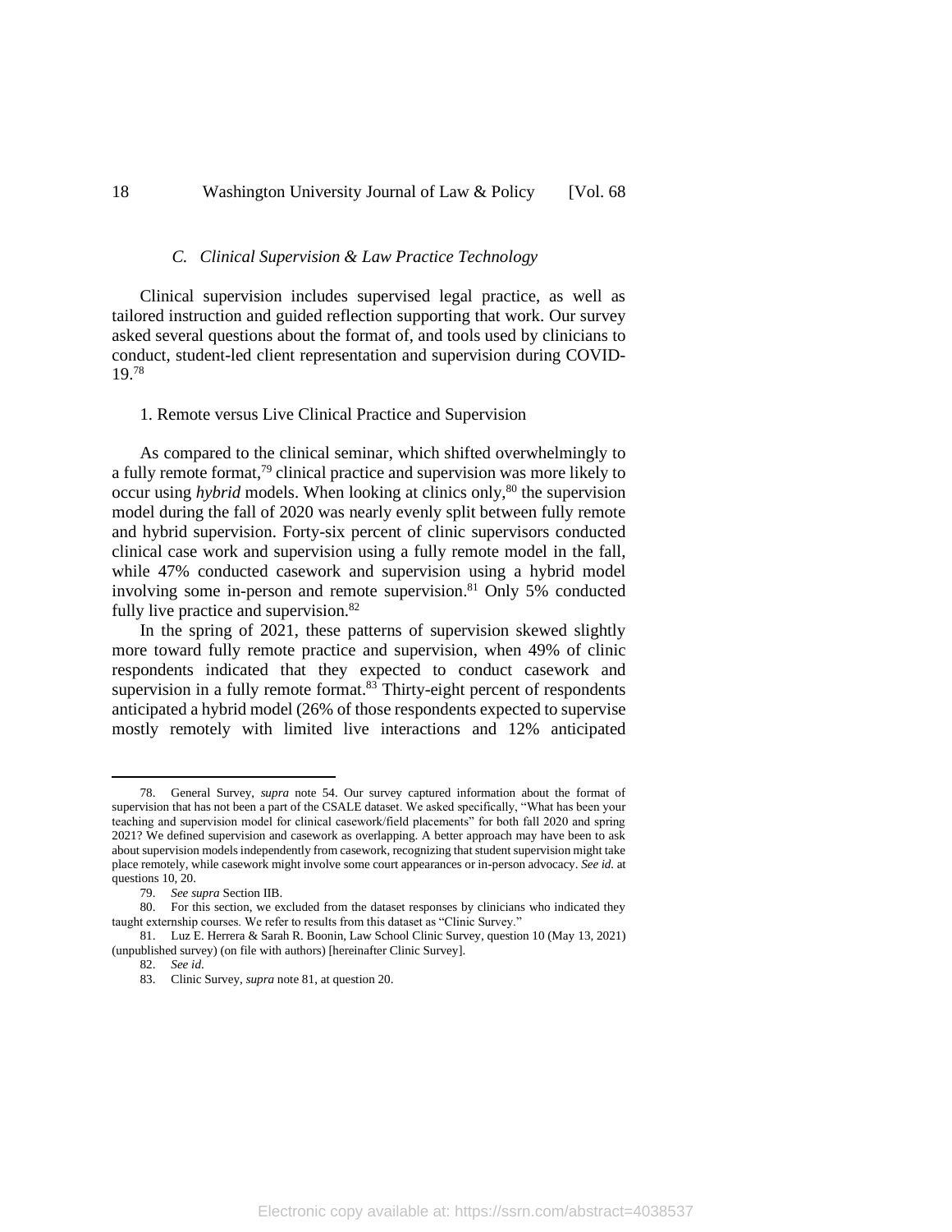### *C. Clinical Supervision & Law Practice Technology*

Clinical supervision includes supervised legal practice, as well as tailored instruction and guided reflection supporting that work. Our survey asked several questions about the format of, and tools used by clinicians to conduct, student-led client representation and supervision during COVID-19.[78]

#### 1. Remote versus Live Clinical Practice and Supervision

As compared to the clinical seminar, which shifted overwhelmingly to a fully remote format,[79] clinical practice and supervision was more likely to occur using *hybrid* models. When looking at clinics only,[80] the supervision model during the fall of 2020 was nearly evenly split between fully remote and hybrid supervision. Forty-six percent of clinic supervisors conducted clinical case work and supervision using a fully remote model in the fall, while 47% conducted casework and supervision using a hybrid model involving some in-person and remote supervision.[81] Only 5% conducted fully live practice and supervision.[82]

In the spring of 2021, these patterns of supervision skewed slightly more toward fully remote practice and supervision, when 49% of clinic respondents indicated that they expected to conduct casework and supervision in a fully remote format.[83] Thirty-eight percent of respondents anticipated a hybrid model (26% of those respondents expected to supervise mostly remotely with limited live interactions and 12% anticipated

---

78. General Survey, *supra* note 54. Our survey captured information about the format of supervision that has not been a part of the CSALE dataset. We asked specifically, "What has been your teaching and supervision model for clinical casework/field placements" for both fall 2020 and spring 2021? We defined supervision and casework as overlapping. A better approach may have been to ask about supervision models independently from casework, recognizing that student supervision might take place remotely, while casework might involve some court appearances or in-person advocacy. *See id.* at questions 10, 20.

79. *See supra* Section IIB.

80. For this section, we excluded from the dataset responses by clinicians who indicated they taught externship courses. We refer to results from this dataset as "Clinic Survey."

81. Luz E. Herrera & Sarah R. Boonin, Law School Clinic Survey, question 10 (May 13, 2021) (unpublished survey) (on file with authors) [hereinafter Clinic Survey].

82. *See id.*

83. Clinic Survey, *supra* note 81, at question 20.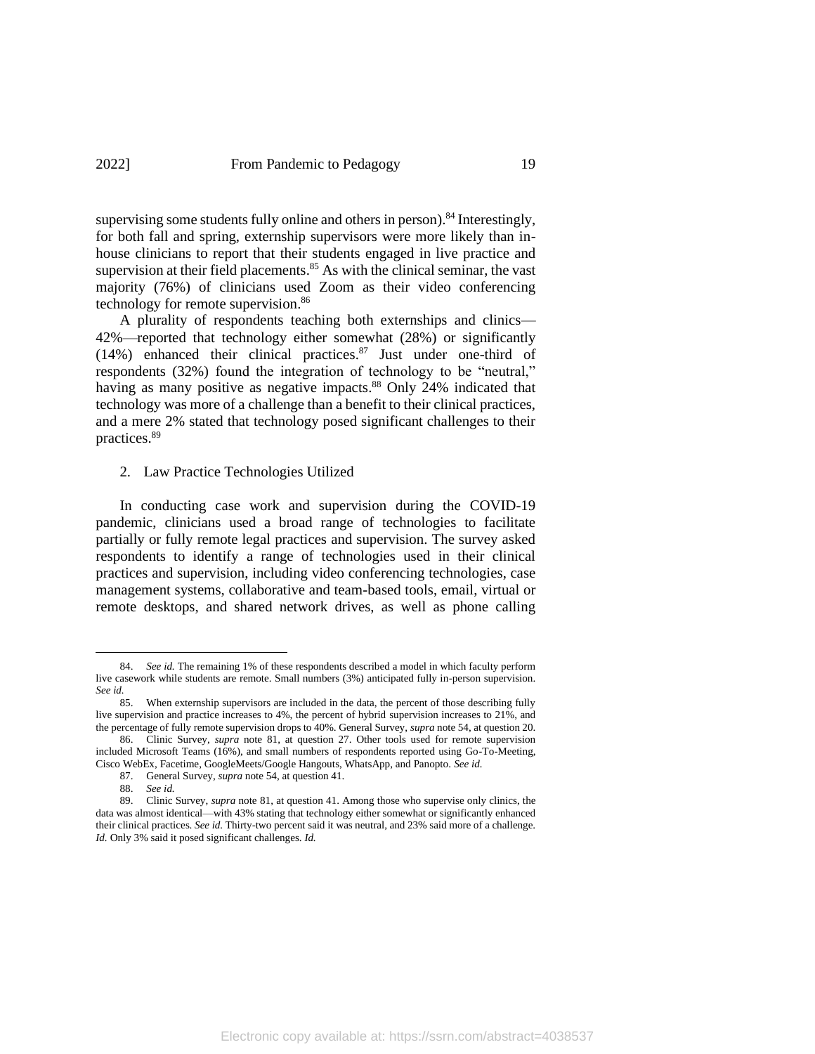supervising some students fully online and others in person).[84] Interestingly, for both fall and spring, externship supervisors were more likely than in-house clinicians to report that their students engaged in live practice and supervision at their field placements.[85] As with the clinical seminar, the vast majority (76%) of clinicians used Zoom as their video conferencing technology for remote supervision.[86]

A plurality of respondents teaching both externships and clinics—42%—reported that technology either somewhat (28%) or significantly (14%) enhanced their clinical practices.[87] Just under one-third of respondents (32%) found the integration of technology to be "neutral," having as many positive as negative impacts.[88] Only 24% indicated that technology was more of a challenge than a benefit to their clinical practices, and a mere 2% stated that technology posed significant challenges to their practices.[89]

2. Law Practice Technologies Utilized

In conducting case work and supervision during the COVID-19 pandemic, clinicians used a broad range of technologies to facilitate partially or fully remote legal practices and supervision. The survey asked respondents to identify a range of technologies used in their clinical practices and supervision, including video conferencing technologies, case management systems, collaborative and team-based tools, email, virtual or remote desktops, and shared network drives, as well as phone calling

---

84. *See id.* The remaining 1% of these respondents described a model in which faculty perform live casework while students are remote. Small numbers (3%) anticipated fully in-person supervision. *See id.*

85. When externship supervisors are included in the data, the percent of those describing fully live supervision and practice increases to 4%, the percent of hybrid supervision increases to 21%, and the percentage of fully remote supervision drops to 40%. General Survey, *supra* note 54, at question 20.

86. Clinic Survey, *supra* note 81, at question 27. Other tools used for remote supervision included Microsoft Teams (16%), and small numbers of respondents reported using Go-To-Meeting, Cisco WebEx, Facetime, GoogleMeets/Google Hangouts, WhatsApp, and Panopto. *See id.*

87. General Survey, *supra* note 54, at question 41.

88. *See id.*

89. Clinic Survey, *supra* note 81, at question 41. Among those who supervise only clinics, the data was almost identical—with 43% stating that technology either somewhat or significantly enhanced their clinical practices. *See id.* Thirty-two percent said it was neutral, and 23% said more of a challenge. *Id.* Only 3% said it posed significant challenges. *Id.*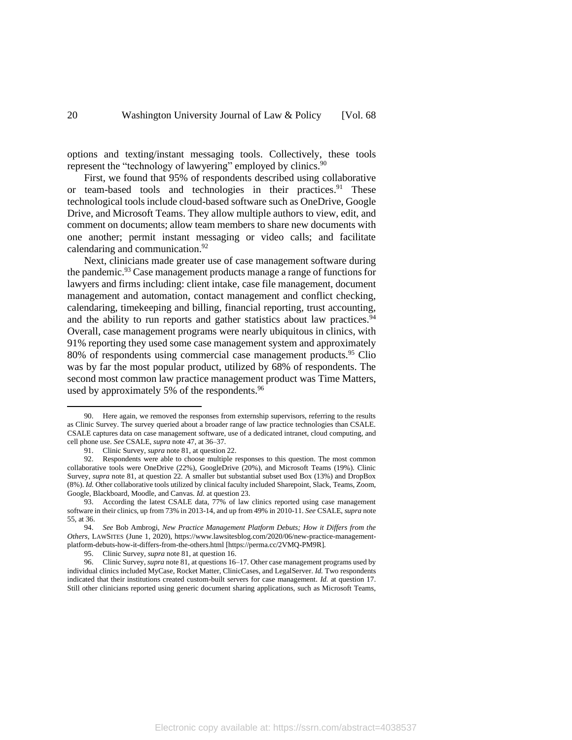options and texting/instant messaging tools. Collectively, these tools represent the "technology of lawyering" employed by clinics.[90]

First, we found that 95% of respondents described using collaborative or team-based tools and technologies in their practices.[91] These technological tools include cloud-based software such as OneDrive, Google Drive, and Microsoft Teams. They allow multiple authors to view, edit, and comment on documents; allow team members to share new documents with one another; permit instant messaging or video calls; and facilitate calendaring and communication.[92]

Next, clinicians made greater use of case management software during the pandemic.[93] Case management products manage a range of functions for lawyers and firms including: client intake, case file management, document management and automation, contact management and conflict checking, calendaring, timekeeping and billing, financial reporting, trust accounting, and the ability to run reports and gather statistics about law practices.[94] Overall, case management programs were nearly ubiquitous in clinics, with 91% reporting they used some case management system and approximately 80% of respondents using commercial case management products.[95] Clio was by far the most popular product, utilized by 68% of respondents. The second most common law practice management product was Time Matters, used by approximately 5% of the respondents.[96]

---

90. Here again, we removed the responses from externship supervisors, referring to the results as Clinic Survey. The survey queried about a broader range of law practice technologies than CSALE. CSALE captures data on case management software, use of a dedicated intranet, cloud computing, and cell phone use. *See* CSALE, *supra* note 47, at 36–37.

91. Clinic Survey, *supra* note 81, at question 22.

92. Respondents were able to choose multiple responses to this question. The most common collaborative tools were OneDrive (22%), GoogleDrive (20%), and Microsoft Teams (19%). Clinic Survey, *supra* note 81, at question 22. A smaller but substantial subset used Box (13%) and DropBox (8%). *Id.* Other collaborative tools utilized by clinical faculty included Sharepoint, Slack, Teams, Zoom, Google, Blackboard, Moodle, and Canvas. *Id.* at question 23.

93. According the latest CSALE data, 77% of law clinics reported using case management software in their clinics, up from 73% in 2013-14, and up from 49% in 2010-11. *See* CSALE, *supra* note 55, at 36.

94. *See* Bob Ambrogi, *New Practice Management Platform Debuts; How it Differs from the Others*, LAWSITES (June 1, 2020), https://www.lawsitesblog.com/2020/06/new-practice-management-platform-debuts-how-it-differs-from-the-others.html [https://perma.cc/2VMQ-PM9R].

95. Clinic Survey, *supra* note 81, at question 16.

96. Clinic Survey, *supra* note 81, at questions 16–17. Other case management programs used by individual clinics included MyCase, Rocket Matter, ClinicCases, and LegalServer. *Id.* Two respondents indicated that their institutions created custom-built servers for case management. *Id.* at question 17. Still other clinicians reported using generic document sharing applications, such as Microsoft Teams,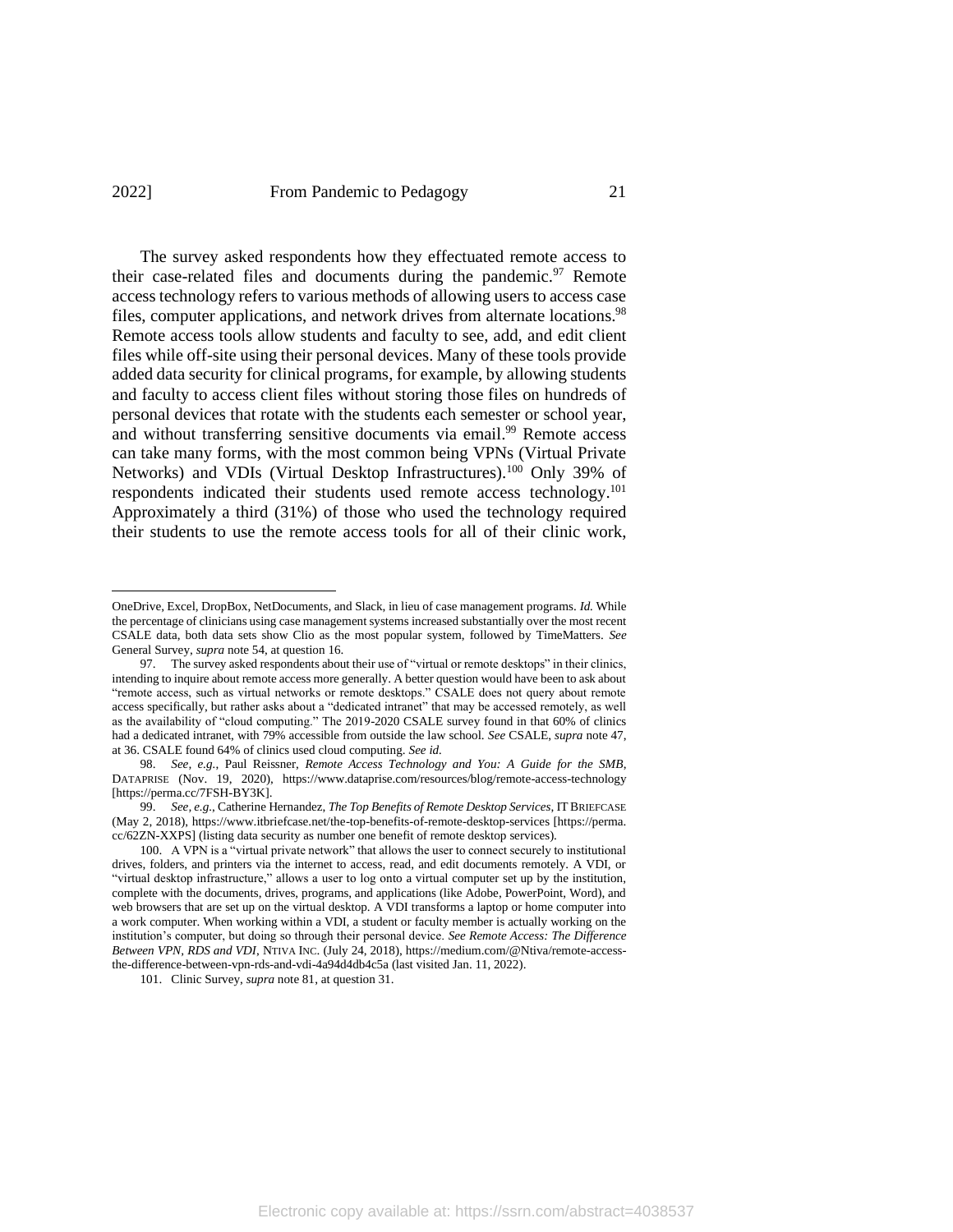The survey asked respondents how they effectuated remote access to their case-related files and documents during the pandemic.[97] Remote access technology refers to various methods of allowing users to access case files, computer applications, and network drives from alternate locations.[98] Remote access tools allow students and faculty to see, add, and edit client files while off-site using their personal devices. Many of these tools provide added data security for clinical programs, for example, by allowing students and faculty to access client files without storing those files on hundreds of personal devices that rotate with the students each semester or school year, and without transferring sensitive documents via email.[99] Remote access can take many forms, with the most common being VPNs (Virtual Private Networks) and VDIs (Virtual Desktop Infrastructures).[100] Only 39% of respondents indicated their students used remote access technology.[101] Approximately a third (31%) of those who used the technology required their students to use the remote access tools for all of their clinic work,

---

OneDrive, Excel, DropBox, NetDocuments, and Slack, in lieu of case management programs. *Id.* While the percentage of clinicians using case management systems increased substantially over the most recent CSALE data, both data sets show Clio as the most popular system, followed by TimeMatters. *See* General Survey, *supra* note 54, at question 16.

97. The survey asked respondents about their use of "virtual or remote desktops" in their clinics, intending to inquire about remote access more generally. A better question would have been to ask about "remote access, such as virtual networks or remote desktops." CSALE does not query about remote access specifically, but rather asks about a "dedicated intranet" that may be accessed remotely, as well as the availability of "cloud computing." The 2019-2020 CSALE survey found in that 60% of clinics had a dedicated intranet, with 79% accessible from outside the law school. *See* CSALE, *supra* note 47, at 36. CSALE found 64% of clinics used cloud computing. *See id.*

98. *See, e.g.*, Paul Reissner, *Remote Access Technology and You: A Guide for the SMB*, DATAPRISE (Nov. 19, 2020), https://www.dataprise.com/resources/blog/remote-access-technology [https://perma.cc/7FSH-BY3K].

99. *See, e.g.*, Catherine Hernandez, *The Top Benefits of Remote Desktop Services*, IT BRIEFCASE (May 2, 2018), https://www.itbriefcase.net/the-top-benefits-of-remote-desktop-services [https://perma.cc/62ZN-XXPS] (listing data security as number one benefit of remote desktop services).

100. A VPN is a "virtual private network" that allows the user to connect securely to institutional drives, folders, and printers via the internet to access, read, and edit documents remotely. A VDI, or "virtual desktop infrastructure," allows a user to log onto a virtual computer set up by the institution, complete with the documents, drives, programs, and applications (like Adobe, PowerPoint, Word), and web browsers that are set up on the virtual desktop. A VDI transforms a laptop or home computer into a work computer. When working within a VDI, a student or faculty member is actually working on the institution's computer, but doing so through their personal device. *See Remote Access: The Difference Between VPN, RDS and VDI*, NTIVA INC. (July 24, 2018), https://medium.com/@Ntiva/remote-access-the-difference-between-vpn-rds-and-vdi-4a94d4db4c5a (last visited Jan. 11, 2022).

101. Clinic Survey, *supra* note 81, at question 31.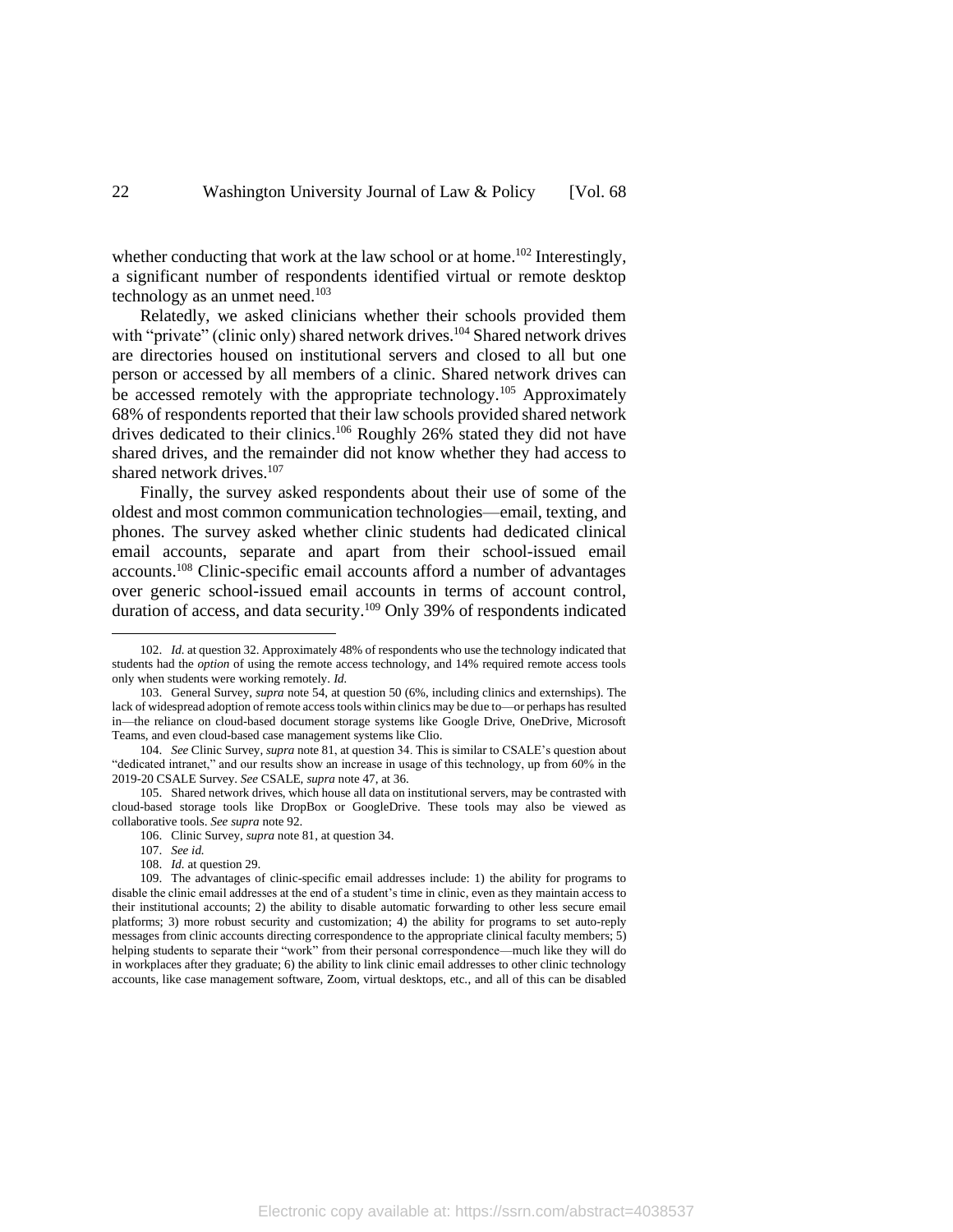whether conducting that work at the law school or at home.[102] Interestingly, a significant number of respondents identified virtual or remote desktop technology as an unmet need.[103]

Relatedly, we asked clinicians whether their schools provided them with "private" (clinic only) shared network drives.[104] Shared network drives are directories housed on institutional servers and closed to all but one person or accessed by all members of a clinic. Shared network drives can be accessed remotely with the appropriate technology.[105] Approximately 68% of respondents reported that their law schools provided shared network drives dedicated to their clinics.[106] Roughly 26% stated they did not have shared drives, and the remainder did not know whether they had access to shared network drives.[107]

Finally, the survey asked respondents about their use of some of the oldest and most common communication technologies—email, texting, and phones. The survey asked whether clinic students had dedicated clinical email accounts, separate and apart from their school-issued email accounts.[108] Clinic-specific email accounts afford a number of advantages over generic school-issued email accounts in terms of account control, duration of access, and data security.[109] Only 39% of respondents indicated

---

102. *Id.* at question 32. Approximately 48% of respondents who use the technology indicated that students had the *option* of using the remote access technology, and 14% required remote access tools only when students were working remotely. *Id.*

103. General Survey, *supra* note 54, at question 50 (6%, including clinics and externships). The lack of widespread adoption of remote access tools within clinics may be due to—or perhaps has resulted in—the reliance on cloud-based document storage systems like Google Drive, OneDrive, Microsoft Teams, and even cloud-based case management systems like Clio.

104. *See* Clinic Survey, *supra* note 81, at question 34. This is similar to CSALE's question about "dedicated intranet," and our results show an increase in usage of this technology, up from 60% in the 2019-20 CSALE Survey. *See* CSALE, *supra* note 47, at 36.

105. Shared network drives, which house all data on institutional servers, may be contrasted with cloud-based storage tools like DropBox or GoogleDrive. These tools may also be viewed as collaborative tools. *See supra* note 92.

106. Clinic Survey, *supra* note 81, at question 34.

107. *See id.*

108. *Id.* at question 29.

109. The advantages of clinic-specific email addresses include: 1) the ability for programs to disable the clinic email addresses at the end of a student's time in clinic, even as they maintain access to their institutional accounts; 2) the ability to disable automatic forwarding to other less secure email platforms; 3) more robust security and customization; 4) the ability for programs to set auto-reply messages from clinic accounts directing correspondence to the appropriate clinical faculty members; 5) helping students to separate their "work" from their personal correspondence—much like they will do in workplaces after they graduate; 6) the ability to link clinic email addresses to other clinic technology accounts, like case management software, Zoom, virtual desktops, etc., and all of this can be disabled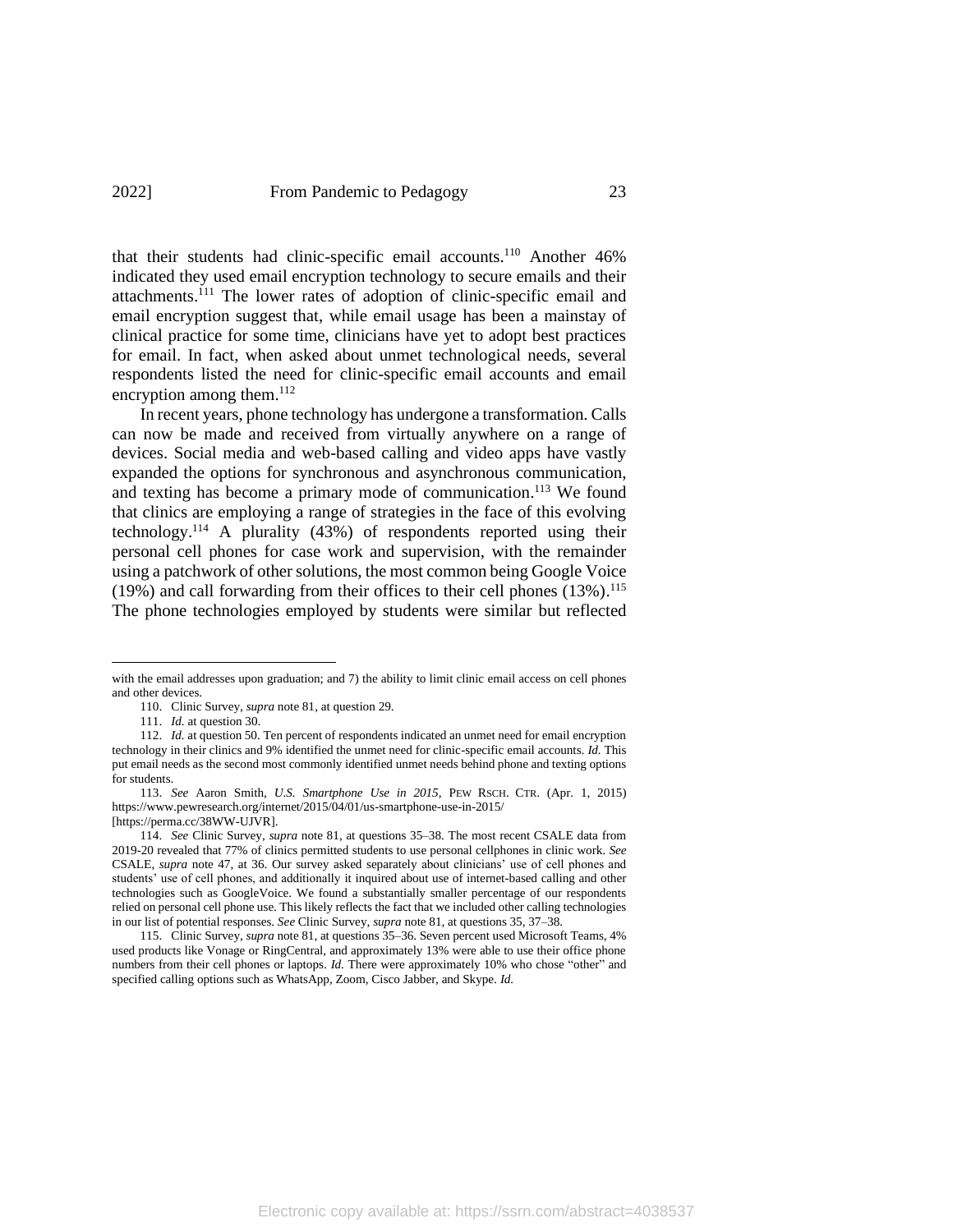that their students had clinic-specific email accounts.[110] Another 46% indicated they used email encryption technology to secure emails and their attachments.[111] The lower rates of adoption of clinic-specific email and email encryption suggest that, while email usage has been a mainstay of clinical practice for some time, clinicians have yet to adopt best practices for email. In fact, when asked about unmet technological needs, several respondents listed the need for clinic-specific email accounts and email encryption among them.[112]

In recent years, phone technology has undergone a transformation. Calls can now be made and received from virtually anywhere on a range of devices. Social media and web-based calling and video apps have vastly expanded the options for synchronous and asynchronous communication, and texting has become a primary mode of communication.[113] We found that clinics are employing a range of strategies in the face of this evolving technology.[114] A plurality (43%) of respondents reported using their personal cell phones for case work and supervision, with the remainder using a patchwork of other solutions, the most common being Google Voice (19%) and call forwarding from their offices to their cell phones (13%).[115] The phone technologies employed by students were similar but reflected

---

with the email addresses upon graduation; and 7) the ability to limit clinic email access on cell phones and other devices.

110. Clinic Survey, *supra* note 81, at question 29.

111. *Id.* at question 30.

112. *Id.* at question 50. Ten percent of respondents indicated an unmet need for email encryption technology in their clinics and 9% identified the unmet need for clinic-specific email accounts. *Id.* This put email needs as the second most commonly identified unmet needs behind phone and texting options for students.

113. *See* Aaron Smith, *U.S. Smartphone Use in 2015*, PEW RSCH. CTR. (Apr. 1, 2015) https://www.pewresearch.org/internet/2015/04/01/us-smartphone-use-in-2015/ [https://perma.cc/38WW-UJVR].

114. *See* Clinic Survey, *supra* note 81, at questions 35–38. The most recent CSALE data from 2019-20 revealed that 77% of clinics permitted students to use personal cellphones in clinic work. *See* CSALE, *supra* note 47, at 36. Our survey asked separately about clinicians' use of cell phones and students' use of cell phones, and additionally it inquired about use of internet-based calling and other technologies such as GoogleVoice. We found a substantially smaller percentage of our respondents relied on personal cell phone use. This likely reflects the fact that we included other calling technologies in our list of potential responses. *See* Clinic Survey, *supra* note 81, at questions 35, 37–38.

115. Clinic Survey, *supra* note 81, at questions 35–36. Seven percent used Microsoft Teams, 4% used products like Vonage or RingCentral, and approximately 13% were able to use their office phone numbers from their cell phones or laptops. *Id.* There were approximately 10% who chose "other" and specified calling options such as WhatsApp, Zoom, Cisco Jabber, and Skype. *Id.*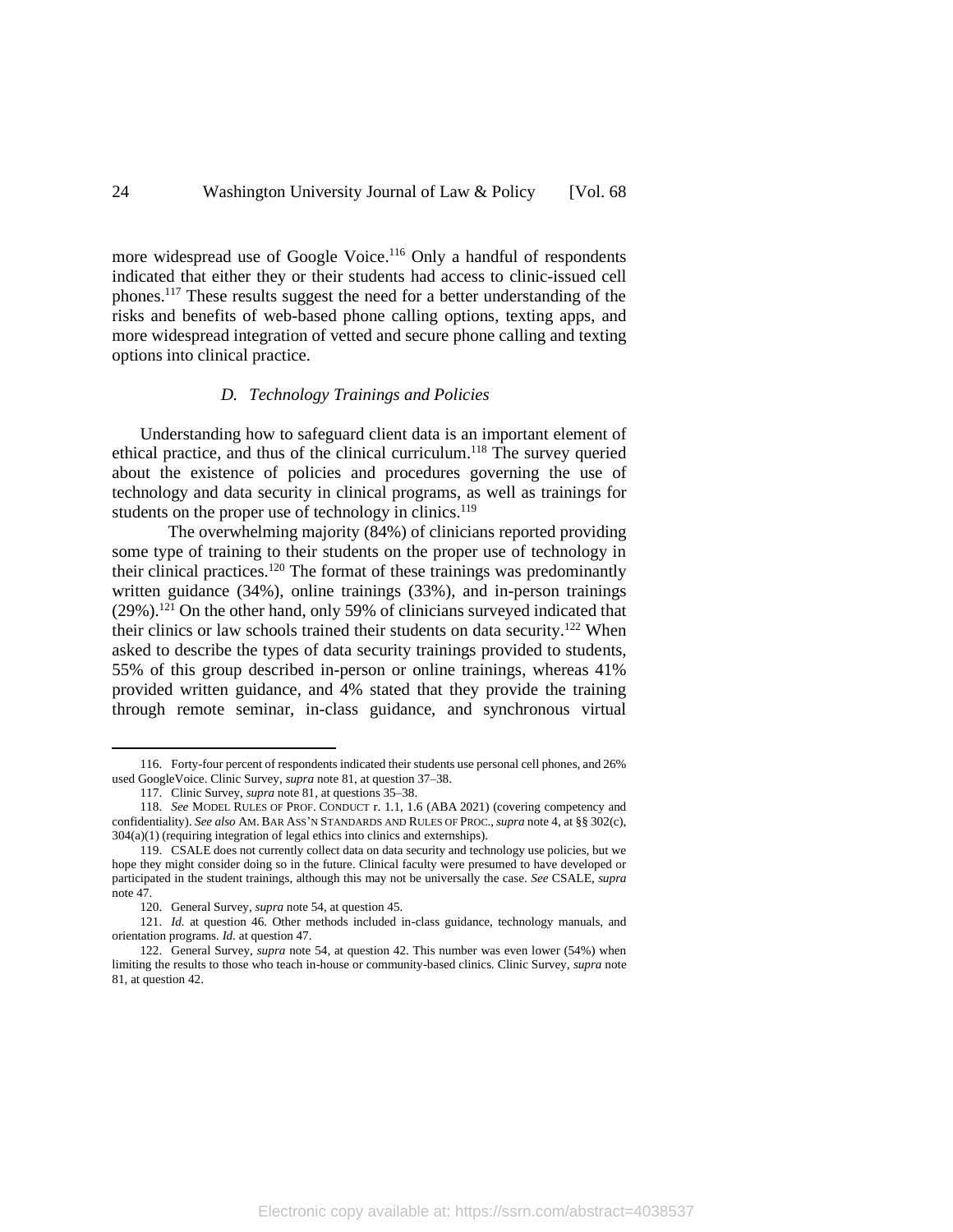more widespread use of Google Voice.[116] Only a handful of respondents indicated that either they or their students had access to clinic-issued cell phones.[117] These results suggest the need for a better understanding of the risks and benefits of web-based phone calling options, texting apps, and more widespread integration of vetted and secure phone calling and texting options into clinical practice.

### *D. Technology Trainings and Policies*

Understanding how to safeguard client data is an important element of ethical practice, and thus of the clinical curriculum.[118] The survey queried about the existence of policies and procedures governing the use of technology and data security in clinical programs, as well as trainings for students on the proper use of technology in clinics.[119]

The overwhelming majority (84%) of clinicians reported providing some type of training to their students on the proper use of technology in their clinical practices.[120] The format of these trainings was predominantly written guidance (34%), online trainings (33%), and in-person trainings (29%).[121] On the other hand, only 59% of clinicians surveyed indicated that their clinics or law schools trained their students on data security.[122] When asked to describe the types of data security trainings provided to students, 55% of this group described in-person or online trainings, whereas 41% provided written guidance, and 4% stated that they provide the training through remote seminar, in-class guidance, and synchronous virtual

---

116. Forty-four percent of respondents indicated their students use personal cell phones, and 26% used GoogleVoice. Clinic Survey, *supra* note 81, at question 37–38.

117. Clinic Survey, *supra* note 81, at questions 35–38.

118. *See* MODEL RULES OF PROF. CONDUCT r. 1.1, 1.6 (ABA 2021) (covering competency and confidentiality). *See also* AM. BAR ASS'N STANDARDS AND RULES OF PROC., *supra* note 4, at §§ 302(c), 304(a)(1) (requiring integration of legal ethics into clinics and externships).

119. CSALE does not currently collect data on data security and technology use policies, but we hope they might consider doing so in the future. Clinical faculty were presumed to have developed or participated in the student trainings, although this may not be universally the case. *See* CSALE, *supra* note 47.

120. General Survey, *supra* note 54, at question 45.

121. *Id.* at question 46. Other methods included in-class guidance, technology manuals, and orientation programs. *Id.* at question 47.

122. General Survey, *supra* note 54, at question 42. This number was even lower (54%) when limiting the results to those who teach in-house or community-based clinics. Clinic Survey, *supra* note 81, at question 42.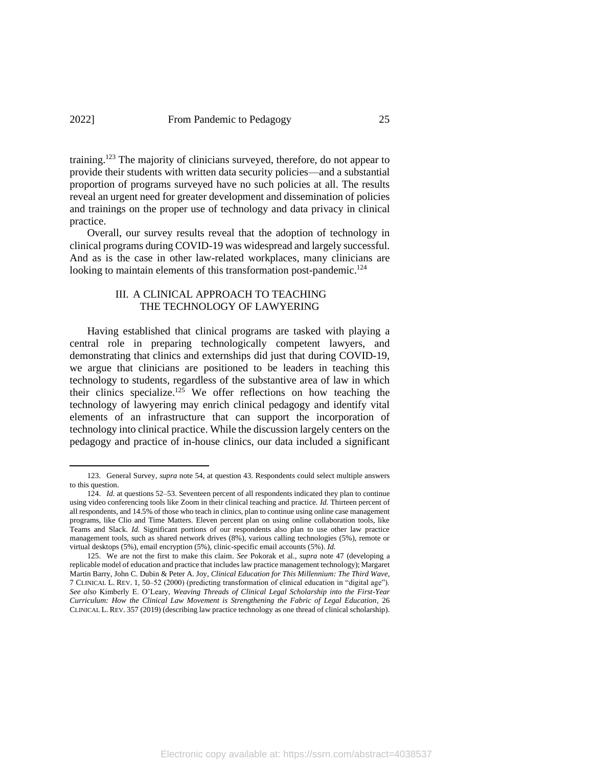training.[123] The majority of clinicians surveyed, therefore, do not appear to provide their students with written data security policies—and a substantial proportion of programs surveyed have no such policies at all. The results reveal an urgent need for greater development and dissemination of policies and trainings on the proper use of technology and data privacy in clinical practice.

Overall, our survey results reveal that the adoption of technology in clinical programs during COVID-19 was widespread and largely successful. And as is the case in other law-related workplaces, many clinicians are looking to maintain elements of this transformation post-pandemic.[124]

## III. A CLINICAL APPROACH TO TEACHING THE TECHNOLOGY OF LAWYERING

Having established that clinical programs are tasked with playing a central role in preparing technologically competent lawyers, and demonstrating that clinics and externships did just that during COVID-19, we argue that clinicians are positioned to be leaders in teaching this technology to students, regardless of the substantive area of law in which their clinics specialize.[125] We offer reflections on how teaching the technology of lawyering may enrich clinical pedagogy and identify vital elements of an infrastructure that can support the incorporation of technology into clinical practice. While the discussion largely centers on the pedagogy and practice of in-house clinics, our data included a significant

---

123. General Survey, *supra* note 54, at question 43. Respondents could select multiple answers to this question.

124. *Id.* at questions 52–53. Seventeen percent of all respondents indicated they plan to continue using video conferencing tools like Zoom in their clinical teaching and practice. *Id.* Thirteen percent of all respondents, and 14.5% of those who teach in clinics, plan to continue using online case management programs, like Clio and Time Matters. Eleven percent plan on using online collaboration tools, like Teams and Slack. *Id.* Significant portions of our respondents also plan to use other law practice management tools, such as shared network drives (8%), various calling technologies (5%), remote or virtual desktops (5%), email encryption (5%), clinic-specific email accounts (5%). *Id.*

125. We are not the first to make this claim. *See* Pokorak et al., *supra* note 47 (developing a replicable model of education and practice that includes law practice management technology); Margaret Martin Barry, John C. Dubin & Peter A. Joy, *Clinical Education for This Millennium: The Third Wave*, 7 CLINICAL L. REV. 1, 50–52 (2000) (predicting transformation of clinical education in "digital age"). *See also* Kimberly E. O'Leary, *Weaving Threads of Clinical Legal Scholarship into the First-Year Curriculum: How the Clinical Law Movement is Strengthening the Fabric of Legal Education*, 26 CLINICAL L. REV. 357 (2019) (describing law practice technology as one thread of clinical scholarship).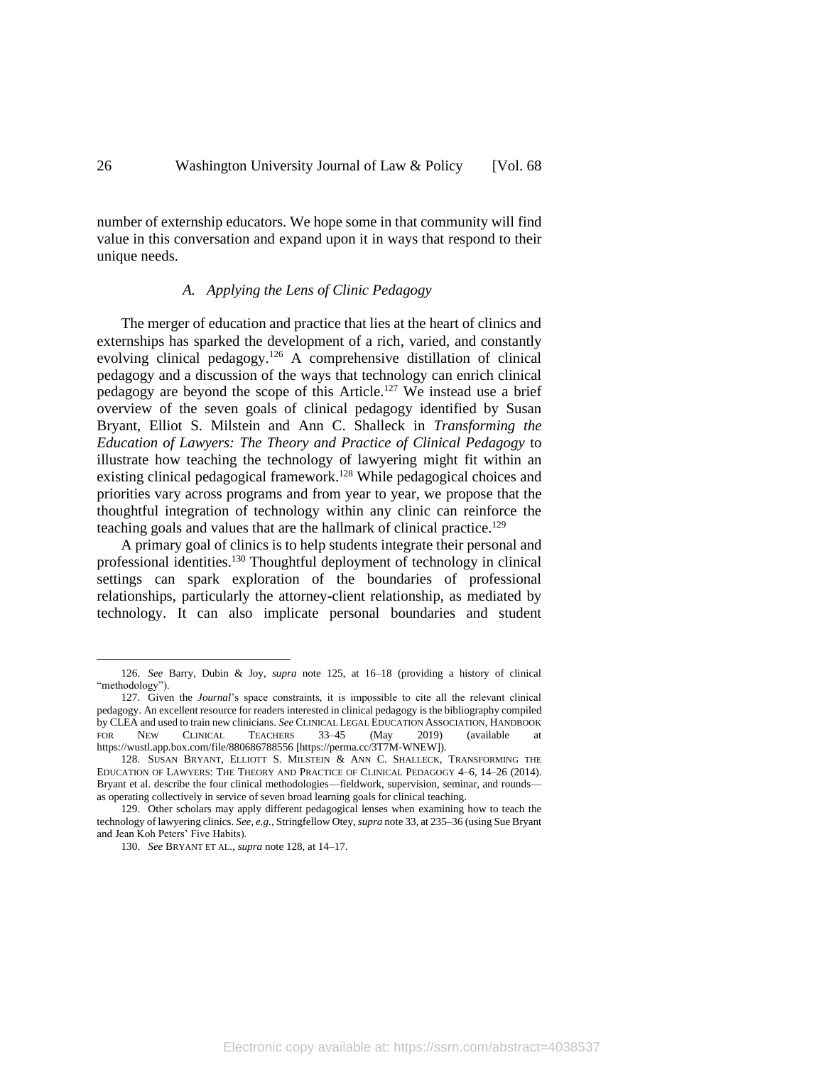number of externship educators. We hope some in that community will find value in this conversation and expand upon it in ways that respond to their unique needs.

### *A. Applying the Lens of Clinic Pedagogy*

The merger of education and practice that lies at the heart of clinics and externships has sparked the development of a rich, varied, and constantly evolving clinical pedagogy.[126] A comprehensive distillation of clinical pedagogy and a discussion of the ways that technology can enrich clinical pedagogy are beyond the scope of this Article.[127] We instead use a brief overview of the seven goals of clinical pedagogy identified by Susan Bryant, Elliot S. Milstein and Ann C. Shalleck in *Transforming the Education of Lawyers: The Theory and Practice of Clinical Pedagogy* to illustrate how teaching the technology of lawyering might fit within an existing clinical pedagogical framework.[128] While pedagogical choices and priorities vary across programs and from year to year, we propose that the thoughtful integration of technology within any clinic can reinforce the teaching goals and values that are the hallmark of clinical practice.[129]

A primary goal of clinics is to help students integrate their personal and professional identities.[130] Thoughtful deployment of technology in clinical settings can spark exploration of the boundaries of professional relationships, particularly the attorney-client relationship, as mediated by technology. It can also implicate personal boundaries and student

---

126. *See* Barry, Dubin & Joy, *supra* note 125, at 16–18 (providing a history of clinical "methodology").

127. Given the *Journal*'s space constraints, it is impossible to cite all the relevant clinical pedagogy. An excellent resource for readers interested in clinical pedagogy is the bibliography compiled by CLEA and used to train new clinicians. *See* CLINICAL LEGAL EDUCATION ASSOCIATION, HANDBOOK FOR NEW CLINICAL TEACHERS 33–45 (May 2019) (available at https://wustl.app.box.com/file/880686788556 [https://perma.cc/3T7M-WNEW]).

128. SUSAN BRYANT, ELLIOTT S. MILSTEIN & ANN C. SHALLECK, TRANSFORMING THE EDUCATION OF LAWYERS: THE THEORY AND PRACTICE OF CLINICAL PEDAGOGY 4–6, 14–26 (2014). Bryant et al. describe the four clinical methodologies—fieldwork, supervision, seminar, and rounds—as operating collectively in service of seven broad learning goals for clinical teaching.

129. Other scholars may apply different pedagogical lenses when examining how to teach the technology of lawyering clinics. *See, e.g.*, Stringfellow Otey, *supra* note 33, at 235–36 (using Sue Bryant and Jean Koh Peters' Five Habits).

130. *See* BRYANT ET AL., *supra* note 128, at 14–17.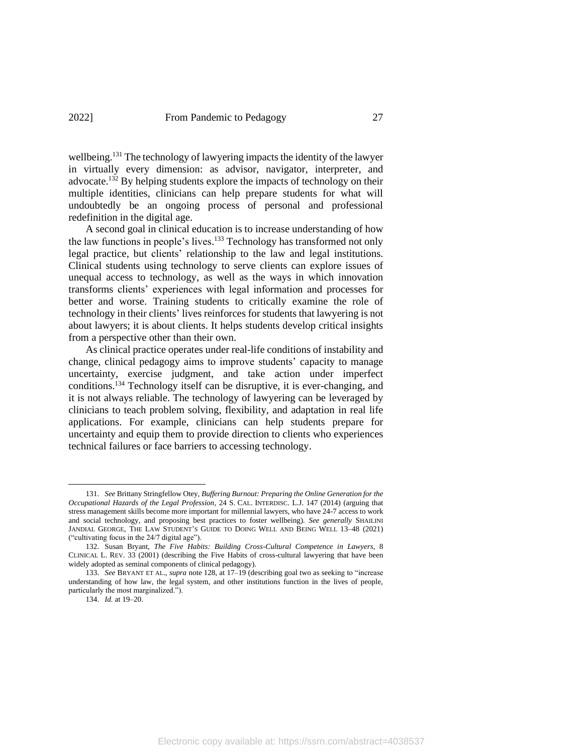wellbeing.[131] The technology of lawyering impacts the identity of the lawyer in virtually every dimension: as advisor, navigator, interpreter, and advocate.[132] By helping students explore the impacts of technology on their multiple identities, clinicians can help prepare students for what will undoubtedly be an ongoing process of personal and professional redefinition in the digital age.

A second goal in clinical education is to increase understanding of how the law functions in people's lives.[133] Technology has transformed not only legal practice, but clients' relationship to the law and legal institutions. Clinical students using technology to serve clients can explore issues of unequal access to technology, as well as the ways in which innovation transforms clients' experiences with legal information and processes for better and worse. Training students to critically examine the role of technology in their clients' lives reinforces for students that lawyering is not about lawyers; it is about clients. It helps students develop critical insights from a perspective other than their own.

As clinical practice operates under real-life conditions of instability and change, clinical pedagogy aims to improve students' capacity to manage uncertainty, exercise judgment, and take action under imperfect conditions.[134] Technology itself can be disruptive, it is ever-changing, and it is not always reliable. The technology of lawyering can be leveraged by clinicians to teach problem solving, flexibility, and adaptation in real life applications. For example, clinicians can help students prepare for uncertainty and equip them to provide direction to clients who experiences technical failures or face barriers to accessing technology.

---

131. *See* Brittany Stringfellow Otey, *Buffering Burnout: Preparing the Online Generation for the Occupational Hazards of the Legal Profession*, 24 S. CAL. INTERDISC. L.J. 147 (2014) (arguing that stress management skills become more important for millennial lawyers, who have 24-7 access to work and social technology, and proposing best practices to foster wellbeing). *See generally* SHAILINI JANDIAL GEORGE, THE LAW STUDENT'S GUIDE TO DOING WELL AND BEING WELL 13–48 (2021) ("cultivating focus in the 24/7 digital age").

132. Susan Bryant, *The Five Habits: Building Cross-Cultural Competence in Lawyers*, 8 CLINICAL L. REV. 33 (2001) (describing the Five Habits of cross-cultural lawyering that have been widely adopted as seminal components of clinical pedagogy).

133. *See* BRYANT ET AL., *supra* note 128, at 17–19 (describing goal two as seeking to "increase understanding of how law, the legal system, and other institutions function in the lives of people, particularly the most marginalized.").

134. *Id.* at 19–20.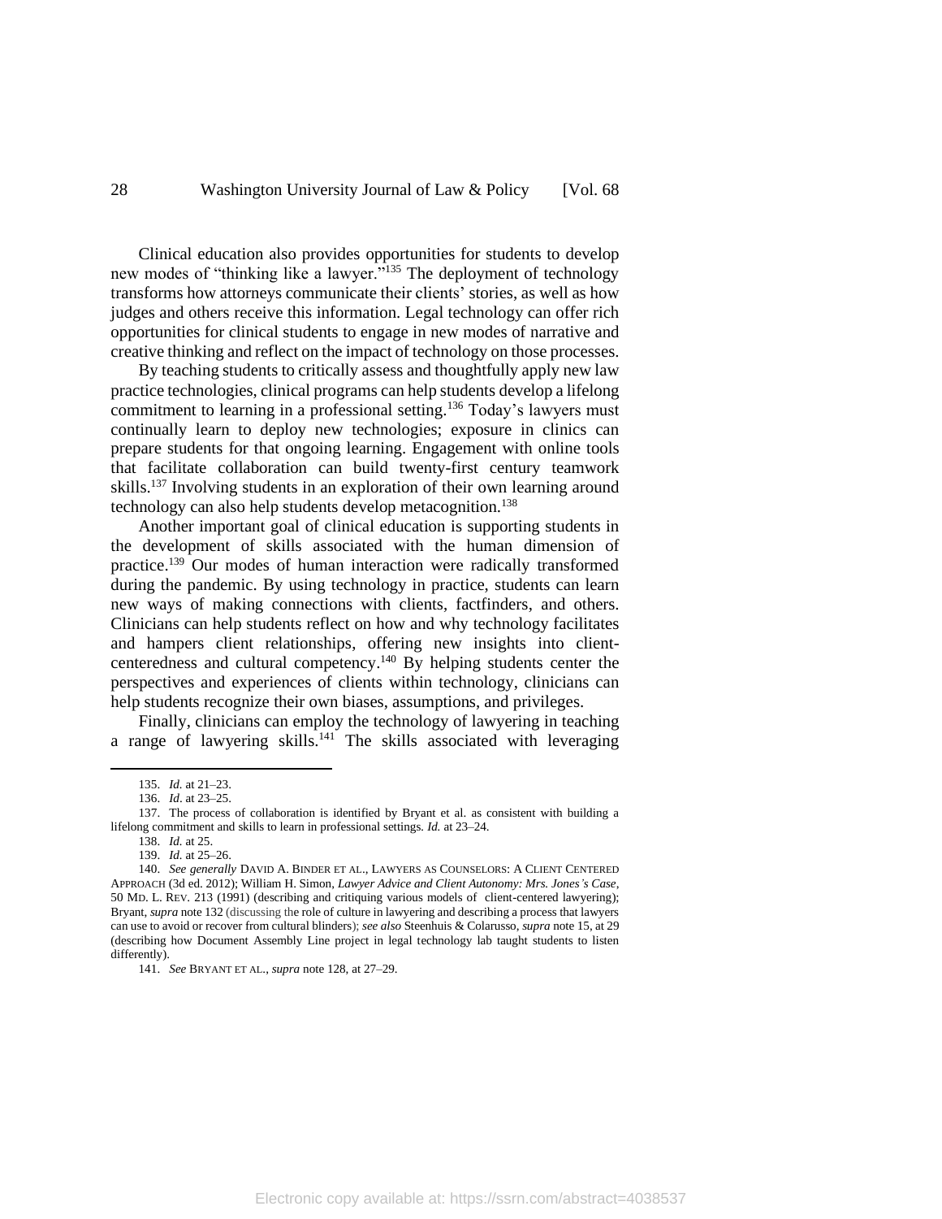Clinical education also provides opportunities for students to develop new modes of "thinking like a lawyer."[135] The deployment of technology transforms how attorneys communicate their clients' stories, as well as how judges and others receive this information. Legal technology can offer rich opportunities for clinical students to engage in new modes of narrative and creative thinking and reflect on the impact of technology on those processes.

By teaching students to critically assess and thoughtfully apply new law practice technologies, clinical programs can help students develop a lifelong commitment to learning in a professional setting.[136] Today's lawyers must continually learn to deploy new technologies; exposure in clinics can prepare students for that ongoing learning. Engagement with online tools that facilitate collaboration can build twenty-first century teamwork skills.[137] Involving students in an exploration of their own learning around technology can also help students develop metacognition.[138]

Another important goal of clinical education is supporting students in the development of skills associated with the human dimension of practice.[139] Our modes of human interaction were radically transformed during the pandemic. By using technology in practice, students can learn new ways of making connections with clients, factfinders, and others. Clinicians can help students reflect on how and why technology facilitates and hampers client relationships, offering new insights into client-centeredness and cultural competency.[140] By helping students center the perspectives and experiences of clients within technology, clinicians can help students recognize their own biases, assumptions, and privileges.

Finally, clinicians can employ the technology of lawyering in teaching a range of lawyering skills.[141] The skills associated with leveraging

---

135. *Id.* at 21–23.

136. *Id*. at 23–25.

137. The process of collaboration is identified by Bryant et al. as consistent with building a lifelong commitment and skills to learn in professional settings. *Id.* at 23–24.

138. *Id.* at 25.

139. *Id.* at 25–26.

140. *See generally* DAVID A. BINDER ET AL., LAWYERS AS COUNSELORS: A CLIENT CENTERED APPROACH (3d ed. 2012); William H. Simon, *Lawyer Advice and Client Autonomy: Mrs. Jones's Case*, 50 MD. L. REV. 213 (1991) (describing and critiquing various models of client-centered lawyering); Bryant, *supra* note 132 (discussing the role of culture in lawyering and describing a process that lawyers can use to avoid or recover from cultural blinders); *see also* Steenhuis & Colarusso, *supra* note 15, at 29 (describing how Document Assembly Line project in legal technology lab taught students to listen differently).

141. *See* BRYANT ET AL., *supra* note 128, at 27–29.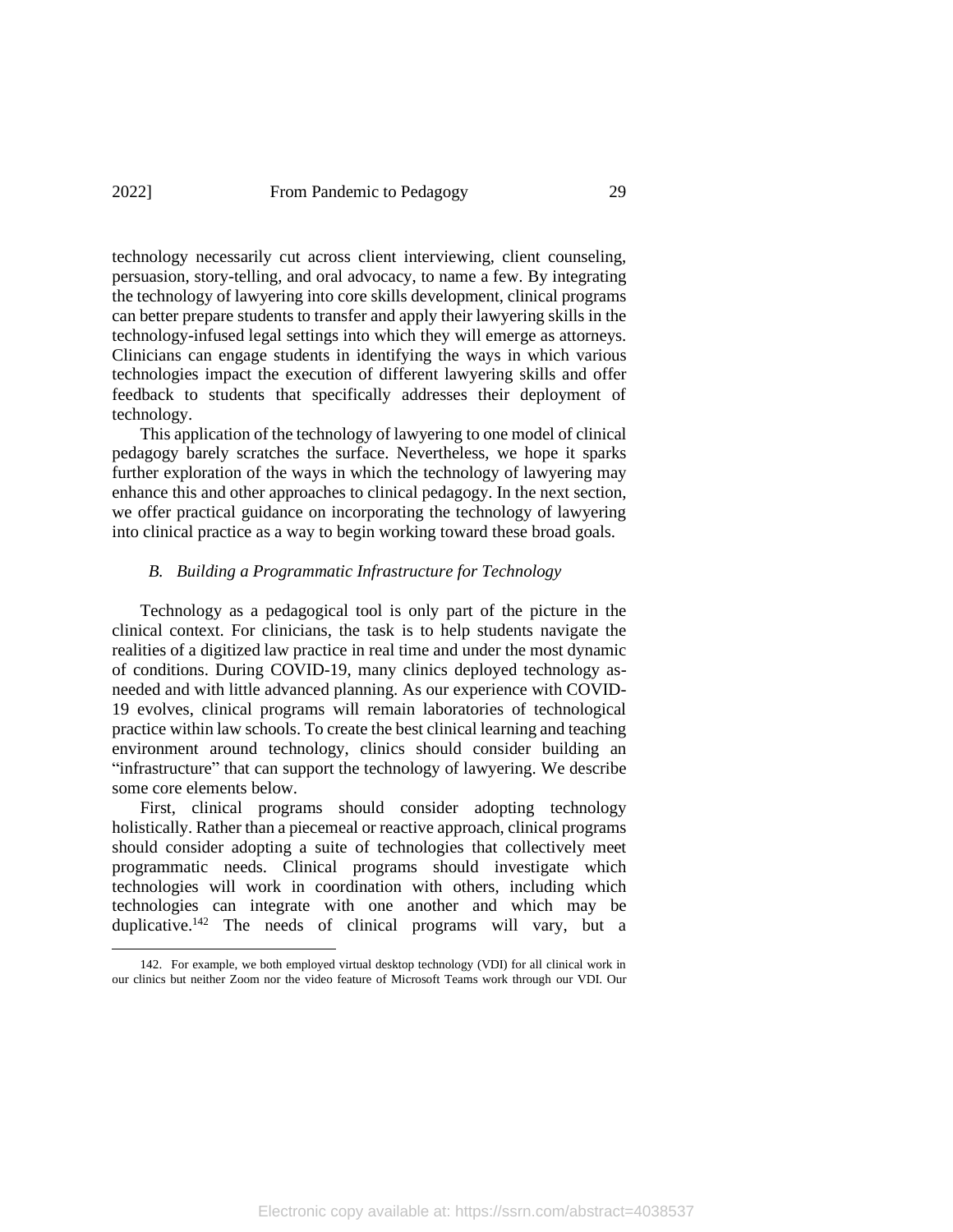technology necessarily cut across client interviewing, client counseling, persuasion, story-telling, and oral advocacy, to name a few. By integrating the technology of lawyering into core skills development, clinical programs can better prepare students to transfer and apply their lawyering skills in the technology-infused legal settings into which they will emerge as attorneys. Clinicians can engage students in identifying the ways in which various technologies impact the execution of different lawyering skills and offer feedback to students that specifically addresses their deployment of technology.

This application of the technology of lawyering to one model of clinical pedagogy barely scratches the surface. Nevertheless, we hope it sparks further exploration of the ways in which the technology of lawyering may enhance this and other approaches to clinical pedagogy. In the next section, we offer practical guidance on incorporating the technology of lawyering into clinical practice as a way to begin working toward these broad goals.

### *B. Building a Programmatic Infrastructure for Technology*

Technology as a pedagogical tool is only part of the picture in the clinical context. For clinicians, the task is to help students navigate the realities of a digitized law practice in real time and under the most dynamic of conditions. During COVID-19, many clinics deployed technology as-needed and with little advanced planning. As our experience with COVID-19 evolves, clinical programs will remain laboratories of technological practice within law schools. To create the best clinical learning and teaching environment around technology, clinics should consider building an "infrastructure" that can support the technology of lawyering. We describe some core elements below.

First, clinical programs should consider adopting technology holistically. Rather than a piecemeal or reactive approach, clinical programs should consider adopting a suite of technologies that collectively meet programmatic needs. Clinical programs should investigate which technologies will work in coordination with others, including which technologies can integrate with one another and which may be duplicative.[142] The needs of clinical programs will vary, but a

142. For example, we both employed virtual desktop technology (VDI) for all clinical work in our clinics but neither Zoom nor the video feature of Microsoft Teams work through our VDI. Our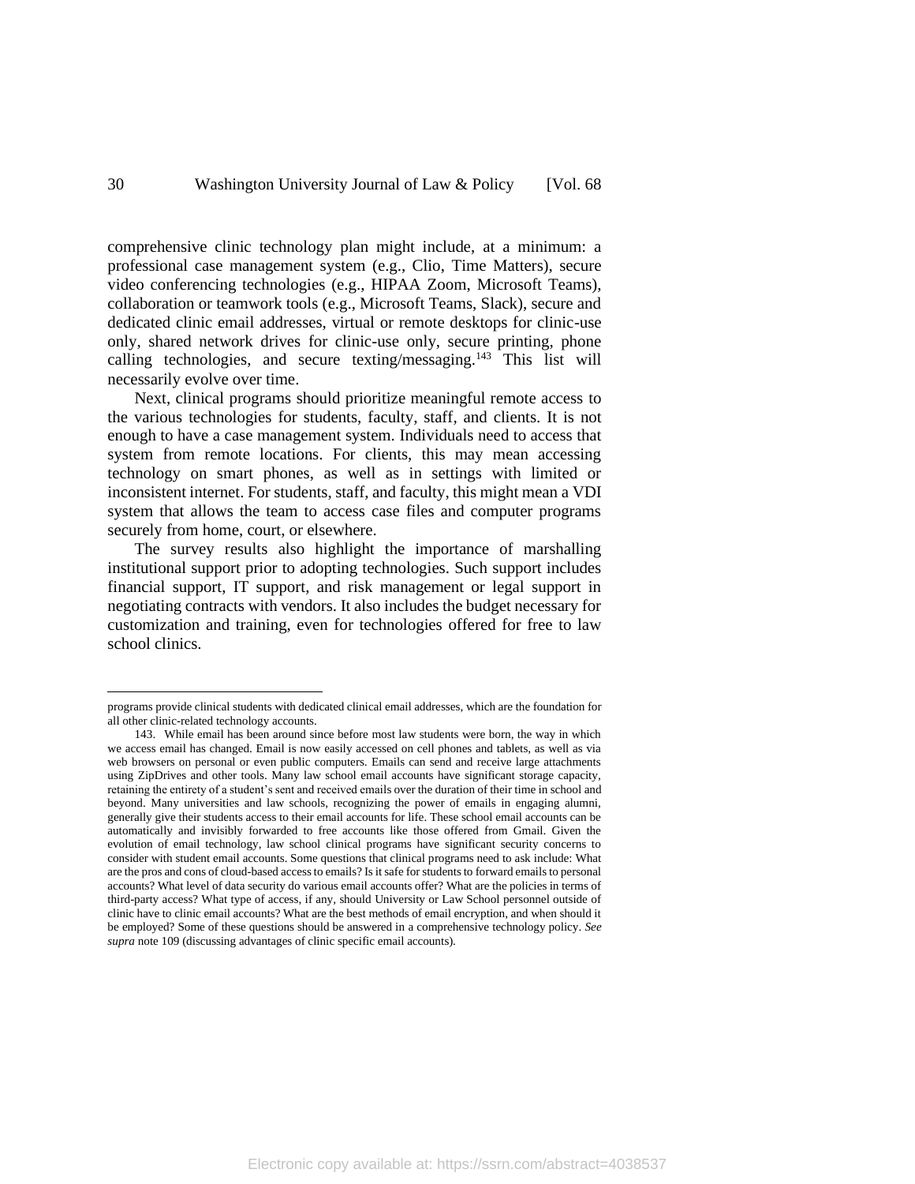comprehensive clinic technology plan might include, at a minimum: a professional case management system (e.g., Clio, Time Matters), secure video conferencing technologies (e.g., HIPAA Zoom, Microsoft Teams), collaboration or teamwork tools (e.g., Microsoft Teams, Slack), secure and dedicated clinic email addresses, virtual or remote desktops for clinic-use only, shared network drives for clinic-use only, secure printing, phone calling technologies, and secure texting/messaging.[143] This list will necessarily evolve over time.

Next, clinical programs should prioritize meaningful remote access to the various technologies for students, faculty, staff, and clients. It is not enough to have a case management system. Individuals need to access that system from remote locations. For clients, this may mean accessing technology on smart phones, as well as in settings with limited or inconsistent internet. For students, staff, and faculty, this might mean a VDI system that allows the team to access case files and computer programs securely from home, court, or elsewhere.

The survey results also highlight the importance of marshalling institutional support prior to adopting technologies. Such support includes financial support, IT support, and risk management or legal support in negotiating contracts with vendors. It also includes the budget necessary for customization and training, even for technologies offered for free to law school clinics.

---

programs provide clinical students with dedicated clinical email addresses, which are the foundation for all other clinic-related technology accounts.

143. While email has been around since before most law students were born, the way in which we access email has changed. Email is now easily accessed on cell phones and tablets, as well as via web browsers on personal or even public computers. Emails can send and receive large attachments using ZipDrives and other tools. Many law school email accounts have significant storage capacity, retaining the entirety of a student's sent and received emails over the duration of their time in school and beyond. Many universities and law schools, recognizing the power of emails in engaging alumni, generally give their students access to their email accounts for life. These school email accounts can be automatically and invisibly forwarded to free accounts like those offered from Gmail. Given the evolution of email technology, law school clinical programs have significant security concerns to consider with student email accounts. Some questions that clinical programs need to ask include: What are the pros and cons of cloud-based access to emails? Is it safe for students to forward emails to personal accounts? What level of data security do various email accounts offer? What are the policies in terms of third-party access? What type of access, if any, should University or Law School personnel outside of clinic have to clinic email accounts? What are the best methods of email encryption, and when should it be employed? Some of these questions should be answered in a comprehensive technology policy. *See supra* note 109 (discussing advantages of clinic specific email accounts).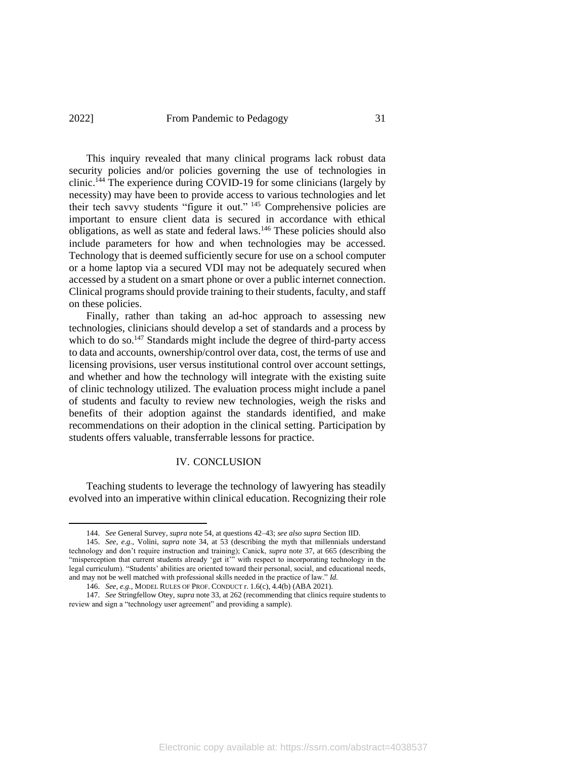This inquiry revealed that many clinical programs lack robust data security policies and/or policies governing the use of technologies in clinic.[144] The experience during COVID-19 for some clinicians (largely by necessity) may have been to provide access to various technologies and let their tech savvy students "figure it out." [145] Comprehensive policies are important to ensure client data is secured in accordance with ethical obligations, as well as state and federal laws.[146] These policies should also include parameters for how and when technologies may be accessed. Technology that is deemed sufficiently secure for use on a school computer or a home laptop via a secured VDI may not be adequately secured when accessed by a student on a smart phone or over a public internet connection. Clinical programs should provide training to their students, faculty, and staff on these policies.

Finally, rather than taking an ad-hoc approach to assessing new technologies, clinicians should develop a set of standards and a process by which to do so.[147] Standards might include the degree of third-party access to data and accounts, ownership/control over data, cost, the terms of use and licensing provisions, user versus institutional control over account settings, and whether and how the technology will integrate with the existing suite of clinic technology utilized. The evaluation process might include a panel of students and faculty to review new technologies, weigh the risks and benefits of their adoption against the standards identified, and make recommendations on their adoption in the clinical setting. Participation by students offers valuable, transferrable lessons for practice.

## IV. CONCLUSION

Teaching students to leverage the technology of lawyering has steadily evolved into an imperative within clinical education. Recognizing their role

---

144. *See* General Survey, *supra* note 54, at questions 42–43; *see also supra* Section IID.

145. *See, e.g.*, Volini, *supra* note 34, at 53 (describing the myth that millennials understand technology and don't require instruction and training); Canick, *supra* note 37, at 665 (describing the "misperception that current students already 'get it'" with respect to incorporating technology in the legal curriculum). "Students' abilities are oriented toward their personal, social, and educational needs, and may not be well matched with professional skills needed in the practice of law." *Id.*

146. *See, e.g.*, MODEL RULES OF PROF. CONDUCT r. 1.6(c), 4.4(b) (ABA 2021).

147. *See* Stringfellow Otey, *supra* note 33, at 262 (recommending that clinics require students to review and sign a "technology user agreement" and providing a sample).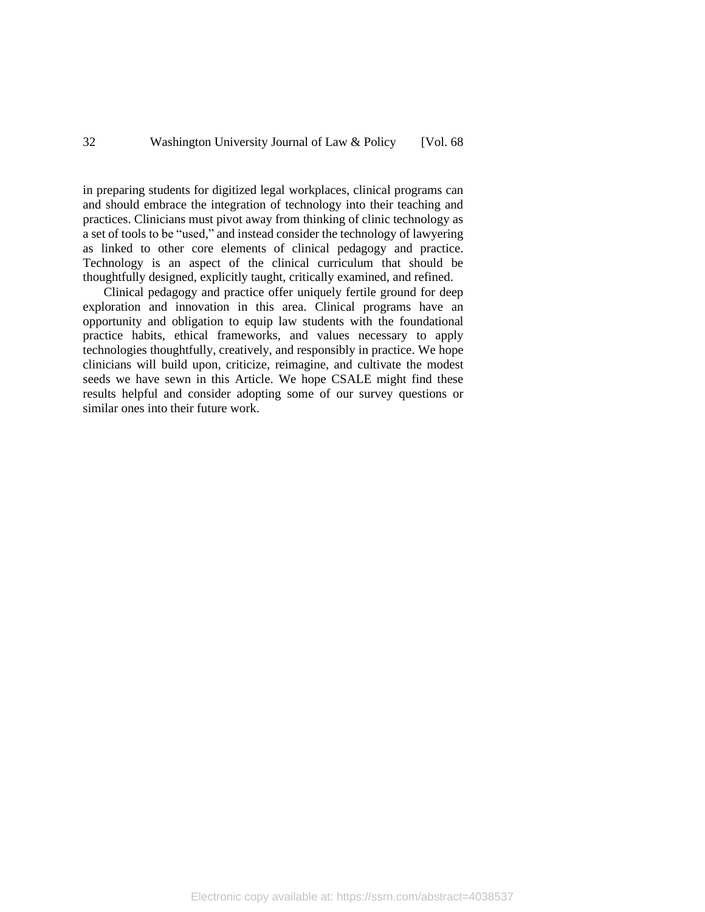in preparing students for digitized legal workplaces, clinical programs can and should embrace the integration of technology into their teaching and practices. Clinicians must pivot away from thinking of clinic technology as a set of tools to be "used," and instead consider the technology of lawyering as linked to other core elements of clinical pedagogy and practice. Technology is an aspect of the clinical curriculum that should be thoughtfully designed, explicitly taught, critically examined, and refined.

Clinical pedagogy and practice offer uniquely fertile ground for deep exploration and innovation in this area. Clinical programs have an opportunity and obligation to equip law students with the foundational practice habits, ethical frameworks, and values necessary to apply technologies thoughtfully, creatively, and responsibly in practice. We hope clinicians will build upon, criticize, reimagine, and cultivate the modest seeds we have sewn in this Article. We hope CSALE might find these results helpful and consider adopting some of our survey questions or similar ones into their future work.